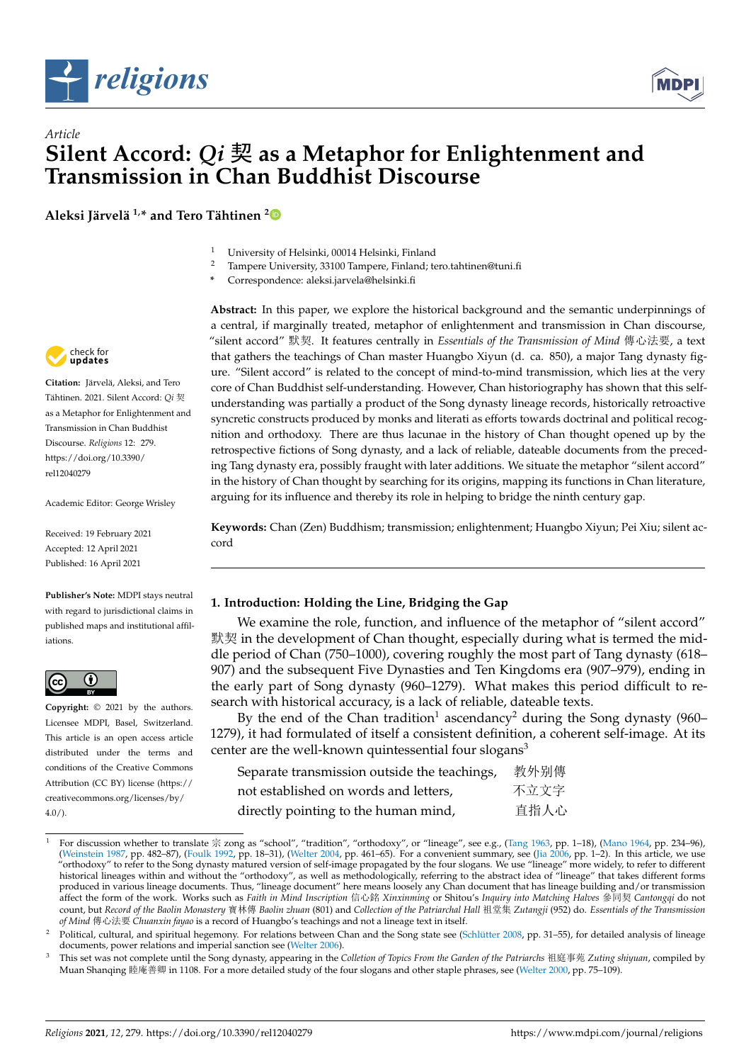*Article*

# Silent Accord: *Qi* 契 as a Metaphor for Enlightenment and Transmission in Chan Buddhist Discourse

**Aleksi Järvelä [1,*] and Tero Tähtinen [2]**

[1] University of Helsinki, 00014 Helsinki, Finland
[2] Tampere University, 33100 Tampere, Finland; tero.tahtinen@tuni.fi
\* Correspondence: aleksi.jarvela@helsinki.fi

**Abstract:** In this paper, we explore the historical background and the semantic underpinnings of a central, if marginally treated, metaphor of enlightenment and transmission in Chan discourse, "silent accord" 默契. It features centrally in *Essentials of the Transmission of Mind* 傳心法要, a text that gathers the teachings of Chan master Huangbo Xiyun (d. ca. 850), a major Tang dynasty figure. "Silent accord" is related to the concept of mind-to-mind transmission, which lies at the very core of Chan Buddhist self-understanding. However, Chan historiography has shown that this self-understanding was partially a product of the Song dynasty lineage records, historically retroactive syncretic constructs produced by monks and literati as efforts towards doctrinal and political recognition and orthodoxy. There are thus lacunae in the history of Chan thought opened up by the retrospective fictions of Song dynasty, and a lack of reliable, dateable documents from the preceding Tang dynasty era, possibly fraught with later additions. We situate the metaphor "silent accord" in the history of Chan thought by searching for its origins, mapping its functions in Chan literature, arguing for its influence and thereby its role in helping to bridge the ninth century gap.

**Keywords:** Chan (Zen) Buddhism; transmission; enlightenment; Huangbo Xiyun; Pei Xiu; silent accord

**Citation:** Järvelä, Aleksi, and Tero Tähtinen. 2021. Silent Accord: *Qi* 契 as a Metaphor for Enlightenment and Transmission in Chan Buddhist Discourse. *Religions* 12: 279. https://doi.org/10.3390/rel12040279

Academic Editor: George Wrisley

Received: 19 February 2021
Accepted: 12 April 2021
Published: 16 April 2021

**Publisher's Note:** MDPI stays neutral with regard to jurisdictional claims in published maps and institutional affiliations.

**Copyright:** © 2021 by the authors. Licensee MDPI, Basel, Switzerland. This article is an open access article distributed under the terms and conditions of the Creative Commons Attribution (CC BY) license (https://creativecommons.org/licenses/by/4.0/).

## 1. Introduction: Holding the Line, Bridging the Gap

We examine the role, function, and influence of the metaphor of "silent accord" 默契 in the development of Chan thought, especially during what is termed the middle period of Chan (750–1000), covering roughly the most part of Tang dynasty (618–907) and the subsequent Five Dynasties and Ten Kingdoms era (907–979), ending in the early part of Song dynasty (960–1279). What makes this period difficult to research with historical accuracy, is a lack of reliable, dateable texts.

By the end of the Chan tradition[1] ascendancy[2] during the Song dynasty (960–1279), it had formulated of itself a consistent definition, a coherent self-image. At its center are the well-known quintessential four slogans[3]

| | |
|---|---|
| Separate transmission outside the teachings, | 教外別傳 |
| not established on words and letters, | 不立文字 |
| directly pointing to the human mind, | 直指人心 |

[1] For discussion whether to translate 宗 zong as "school", "tradition", "orthodoxy", or "lineage", see e.g., (Tang 1963, pp. 1–18), (Mano 1964, pp. 234–96), (Weinstein 1987, pp. 482–87), (Foulk 1992, pp. 18–31), (Welter 2004, pp. 461–65). For a convenient summary, see (Jia 2006, pp. 1–2). In this article, we use "orthodoxy" to refer to the Song dynasty matured version of self-image propagated by the four slogans. We use "lineage" more widely, to refer to different historical lineages within and without the "orthodoxy", as well as methodologically, referring to the abstract idea of "lineage" that takes different forms produced in various lineage documents. Thus, "lineage document" here means loosely any Chan document that has lineage building and/or transmission affect the form of the work. Works such as *Faith in Mind Inscription* 信心銘 *Xinxinming* or Shitou's *Inquiry into Matching Halves* 參同契 *Cantongqi* do not count, but *Record of the Baolin Monastery* 寶林傳 *Baolin zhuan* (801) and *Collection of the Patriarchal Hall* 祖堂集 *Zutangji* (952) do. *Essentials of the Transmission of Mind* 傳心法要 *Chuanxin fayao* is a record of Huangbo's teachings and not a lineage text in itself.

[2] Political, cultural, and spiritual hegemony. For relations between Chan and the Song state see (Schlütter 2008, pp. 31–55), for detailed analysis of lineage documents, power relations and imperial sanction see (Welter 2006).

[3] This set was not complete until the Song dynasty, appearing in the *Colletion of Topics From the Garden of the Patriarchs* 祖庭事苑 *Zuting shiyuan*, compiled by Muan Shanqing 睦庵善卿 in 1108. For a more detailed study of the four slogans and other staple phrases, see (Welter 2000, pp. 75–109).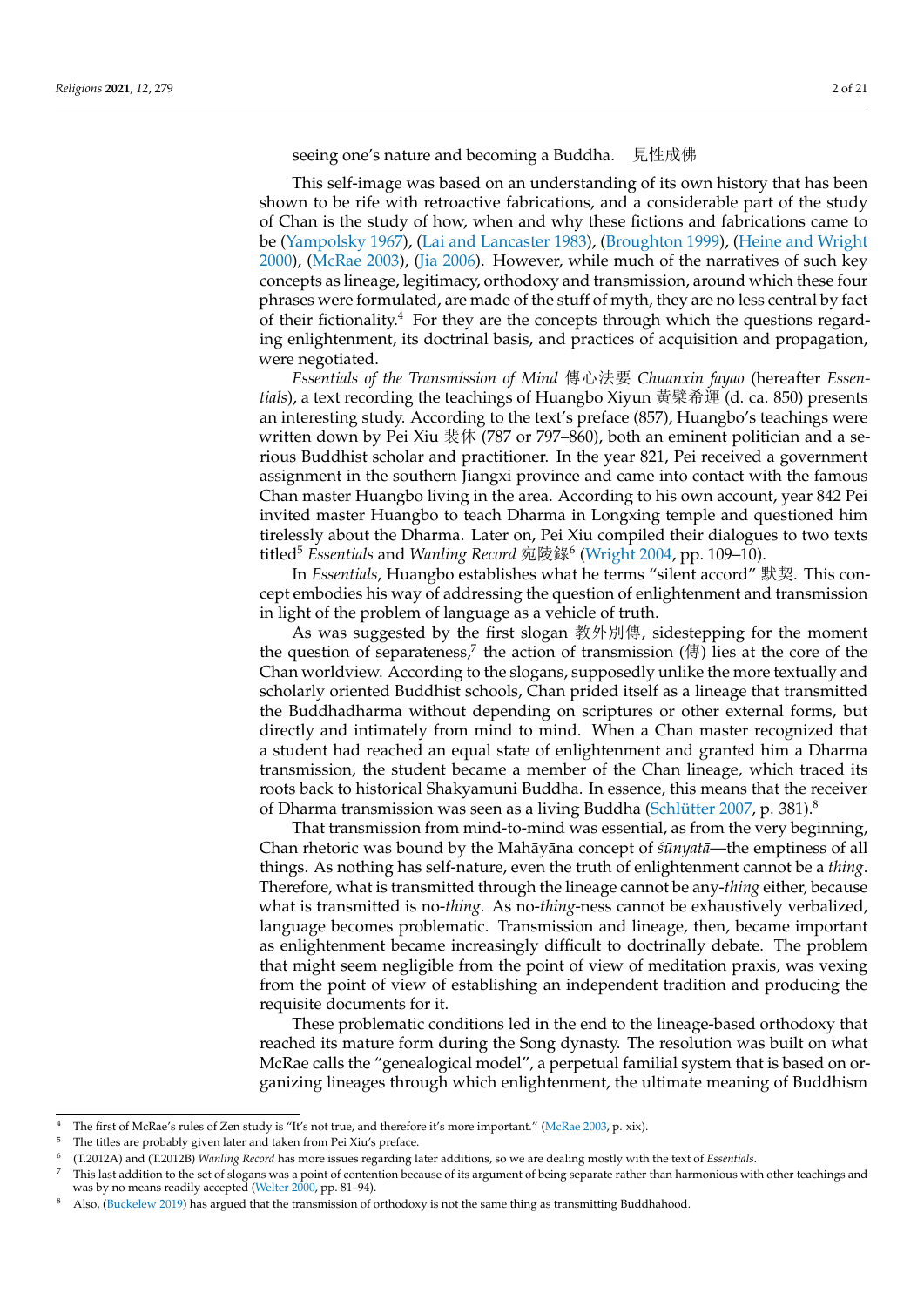seeing one's nature and becoming a Buddha. 見性成佛

This self-image was based on an understanding of its own history that has been shown to be rife with retroactive fabrications, and a considerable part of the study of Chan is the study of how, when and why these fictions and fabrications came to be (Yampolsky 1967), (Lai and Lancaster 1983), (Broughton 1999), (Heine and Wright 2000), (McRae 2003), (Jia 2006). However, while much of the narratives of such key concepts as lineage, legitimacy, orthodoxy and transmission, around which these four phrases were formulated, are made of the stuff of myth, they are no less central by fact of their fictionality.[4] For they are the concepts through which the questions regarding enlightenment, its doctrinal basis, and practices of acquisition and propagation, were negotiated.

*Essentials of the Transmission of Mind* 傳心法要 *Chuanxin fayao* (hereafter *Essentials*), a text recording the teachings of Huangbo Xiyun 黃檗希運 (d. ca. 850) presents an interesting study. According to the text's preface (857), Huangbo's teachings were written down by Pei Xiu 裴休 (787 or 797–860), both an eminent politician and a serious Buddhist scholar and practitioner. In the year 821, Pei received a government assignment in the southern Jiangxi province and came into contact with the famous Chan master Huangbo living in the area. According to his own account, year 842 Pei invited master Huangbo to teach Dharma in Longxing temple and questioned him tirelessly about the Dharma. Later on, Pei Xiu compiled their dialogues to two texts titled[5] *Essentials* and *Wanling Record* 宛陵錄[6] (Wright 2004, pp. 109–10).

In *Essentials*, Huangbo establishes what he terms "silent accord" 默契. This concept embodies his way of addressing the question of enlightenment and transmission in light of the problem of language as a vehicle of truth.

As was suggested by the first slogan 教外別傳, sidestepping for the moment the question of separateness,[7] the action of transmission (傳) lies at the core of the Chan worldview. According to the slogans, supposedly unlike the more textually and scholarly oriented Buddhist schools, Chan prided itself as a lineage that transmitted the Buddhadharma without depending on scriptures or other external forms, but directly and intimately from mind to mind. When a Chan master recognized that a student had reached an equal state of enlightenment and granted him a Dharma transmission, the student became a member of the Chan lineage, which traced its roots back to historical Shakyamuni Buddha. In essence, this means that the receiver of Dharma transmission was seen as a living Buddha (Schlütter 2007, p. 381).[8]

That transmission from mind-to-mind was essential, as from the very beginning, Chan rhetoric was bound by the Mahāyāna concept of *śūnyatā*—the emptiness of all things. As nothing has self-nature, even the truth of enlightenment cannot be a *thing*. Therefore, what is transmitted through the lineage cannot be any-*thing* either, because what is transmitted is no-*thing*. As no-*thing*-ness cannot be exhaustively verbalized, language becomes problematic. Transmission and lineage, then, became important as enlightenment became increasingly difficult to doctrinally debate. The problem that might seem negligible from the point of view of meditation praxis, was vexing from the point of view of establishing an independent tradition and producing the requisite documents for it.

These problematic conditions led in the end to the lineage-based orthodoxy that reached its mature form during the Song dynasty. The resolution was built on what McRae calls the "genealogical model", a perpetual familial system that is based on organizing lineages through which enlightenment, the ultimate meaning of Buddhism

---

[4] The first of McRae's rules of Zen study is "It's not true, and therefore it's more important." (McRae 2003, p. xix).

[5] The titles are probably given later and taken from Pei Xiu's preface.

[6] (T.2012A) and (T.2012B) *Wanling Record* has more issues regarding later additions, so we are dealing mostly with the text of *Essentials*.

[7] This last addition to the set of slogans was a point of contention because of its argument of being separate rather than harmonious with other teachings and was by no means readily accepted (Welter 2000, pp. 81–94).

[8] Also, (Buckelew 2019) has argued that the transmission of orthodoxy is not the same thing as transmitting Buddhahood.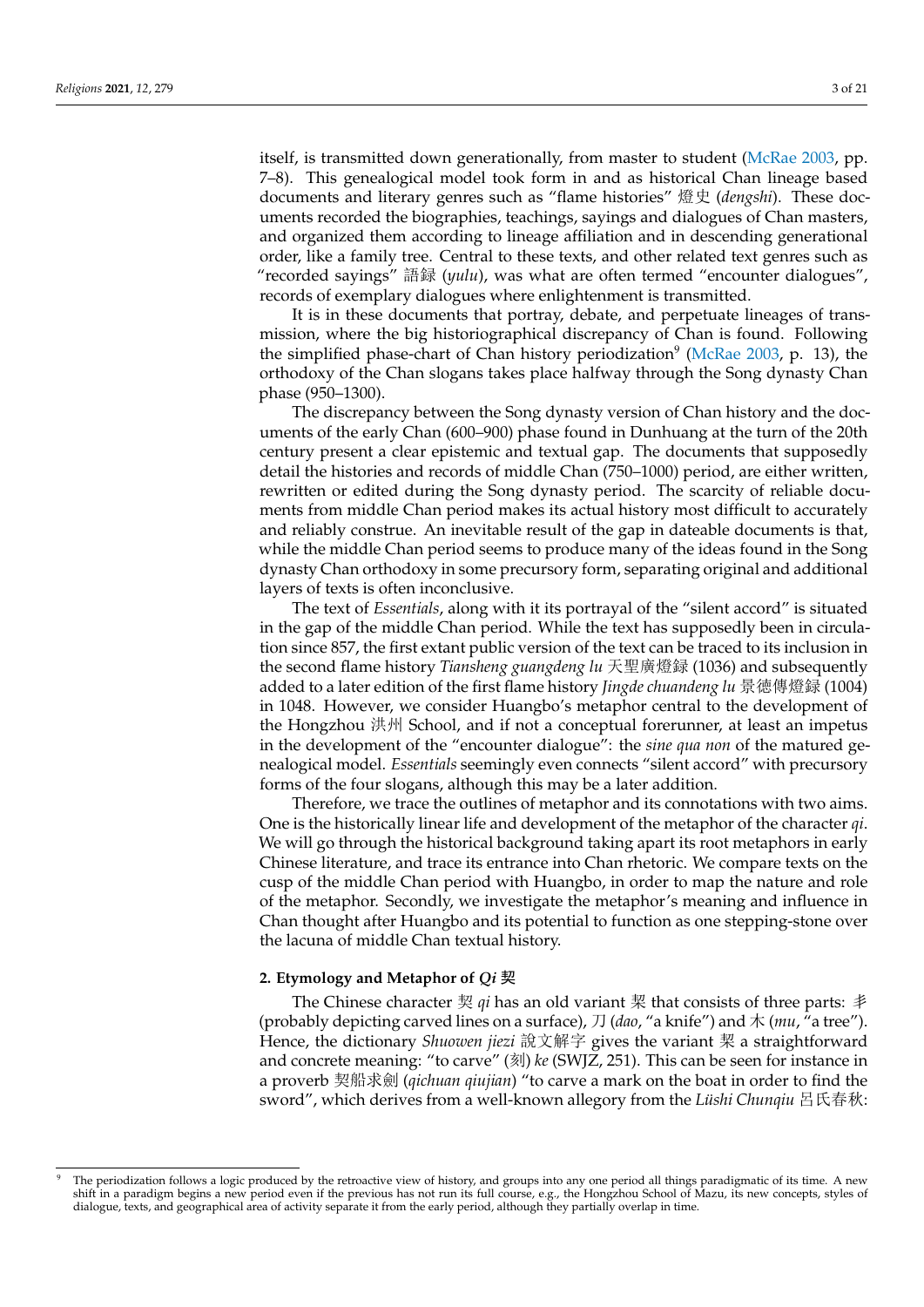itself, is transmitted down generationally, from master to student (McRae 2003, pp. 7–8). This genealogical model took form in and as historical Chan lineage based documents and literary genres such as "flame histories" 燈史 (*dengshi*). These documents recorded the biographies, teachings, sayings and dialogues of Chan masters, and organized them according to lineage affiliation and in descending generational order, like a family tree. Central to these texts, and other related text genres such as "recorded sayings" 語録 (*yulu*), was what are often termed "encounter dialogues", records of exemplary dialogues where enlightenment is transmitted.

It is in these documents that portray, debate, and perpetuate lineages of transmission, where the big historiographical discrepancy of Chan is found. Following the simplified phase-chart of Chan history periodization[9] (McRae 2003, p. 13), the orthodoxy of the Chan slogans takes place halfway through the Song dynasty Chan phase (950–1300).

The discrepancy between the Song dynasty version of Chan history and the documents of the early Chan (600–900) phase found in Dunhuang at the turn of the 20th century present a clear epistemic and textual gap. The documents that supposedly detail the histories and records of middle Chan (750–1000) period, are either written, rewritten or edited during the Song dynasty period. The scarcity of reliable documents from middle Chan period makes its actual history most difficult to accurately and reliably construe. An inevitable result of the gap in dateable documents is that, while the middle Chan period seems to produce many of the ideas found in the Song dynasty Chan orthodoxy in some precursory form, separating original and additional layers of texts is often inconclusive.

The text of *Essentials*, along with it its portrayal of the "silent accord" is situated in the gap of the middle Chan period. While the text has supposedly been in circulation since 857, the first extant public version of the text can be traced to its inclusion in the second flame history *Tiansheng guangdeng lu* 天聖廣燈録 (1036) and subsequently added to a later edition of the first flame history *Jingde chuandeng lu* 景德傳燈録 (1004) in 1048. However, we consider Huangbo's metaphor central to the development of the Hongzhou 洪州 School, and if not a conceptual forerunner, at least an impetus in the development of the "encounter dialogue": the *sine qua non* of the matured genealogical model. *Essentials* seemingly even connects "silent accord" with precursory forms of the four slogans, although this may be a later addition.

Therefore, we trace the outlines of metaphor and its connotations with two aims. One is the historically linear life and development of the metaphor of the character *qi*. We will go through the historical background taking apart its root metaphors in early Chinese literature, and trace its entrance into Chan rhetoric. We compare texts on the cusp of the middle Chan period with Huangbo, in order to map the nature and role of the metaphor. Secondly, we investigate the metaphor's meaning and influence in Chan thought after Huangbo and its potential to function as one stepping-stone over the lacuna of middle Chan textual history.

## 2. Etymology and Metaphor of *Qi* 契

The Chinese character 契 *qi* has an old variant 栔 that consists of three parts: 丯 (probably depicting carved lines on a surface), 刀 (*dao*, "a knife") and 木 (*mu*, "a tree"). Hence, the dictionary *Shuowen jiezi* 說文解字 gives the variant 栔 a straightforward and concrete meaning: "to carve" (刻) *ke* (SWJZ, 251). This can be seen for instance in a proverb 契船求劍 (*qichuan qiujian*) "to carve a mark on the boat in order to find the sword", which derives from a well-known allegory from the *Lüshi Chunqiu* 呂氏春秋:

---

[9] The periodization follows a logic produced by the retroactive view of history, and groups into any one period all things paradigmatic of its time. A new shift in a paradigm begins a new period even if the previous has not run its full course, e.g., the Hongzhou School of Mazu, its new concepts, styles of dialogue, texts, and geographical area of activity separate it from the early period, although they partially overlap in time.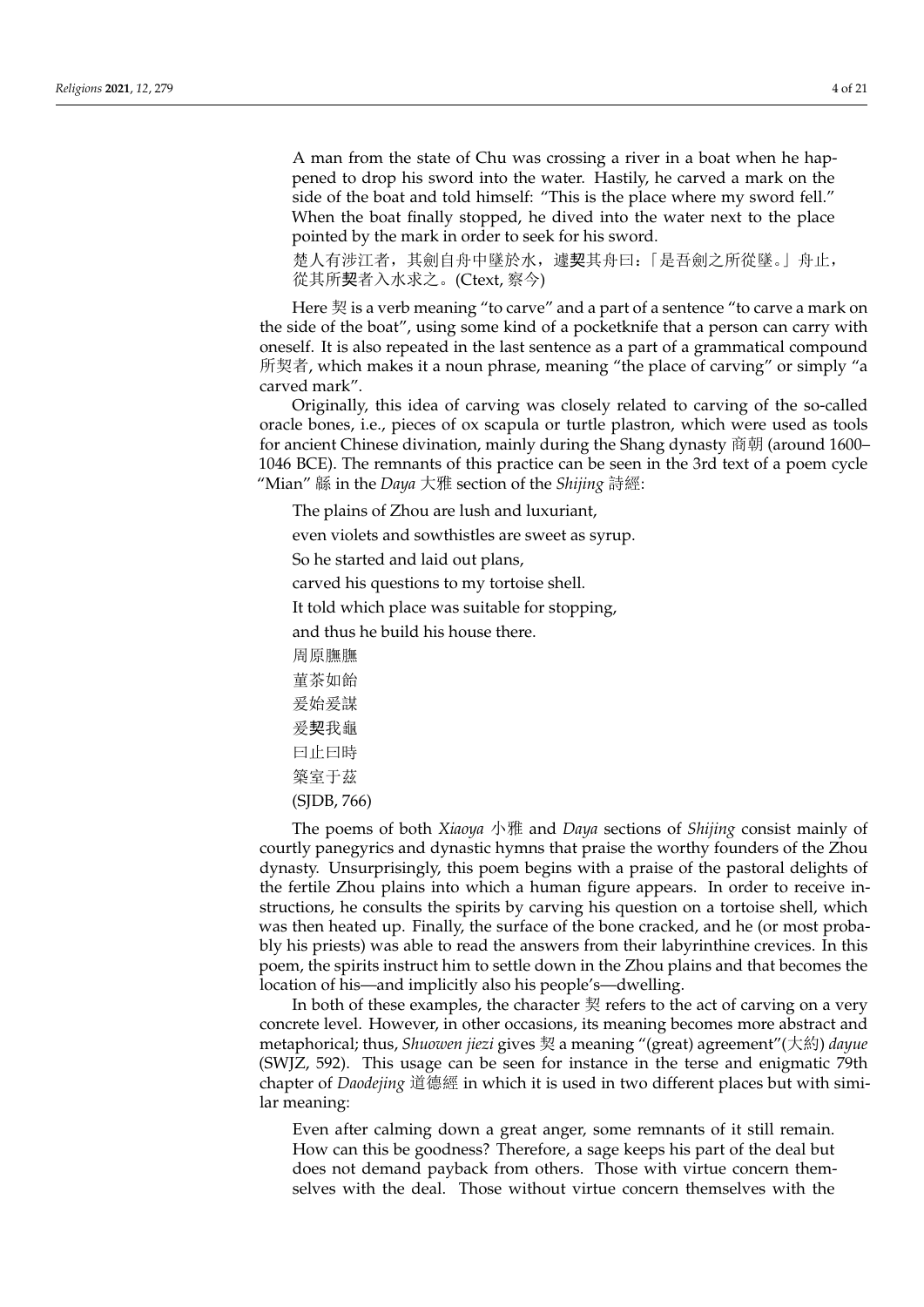A man from the state of Chu was crossing a river in a boat when he happened to drop his sword into the water. Hastily, he carved a mark on the side of the boat and told himself: "This is the place where my sword fell." When the boat finally stopped, he dived into the water next to the place pointed by the mark in order to seek for his sword.

楚人有涉江者，其劍自舟中墜於水，遽**契**其舟曰：「是吾劍之所從墜。」舟止，從其所**契**者入水求之。(Ctext, 察今)

Here 契 is a verb meaning "to carve" and a part of a sentence "to carve a mark on the side of the boat", using some kind of a pocketknife that a person can carry with oneself. It is also repeated in the last sentence as a part of a grammatical compound 所契者, which makes it a noun phrase, meaning "the place of carving" or simply "a carved mark".

Originally, this idea of carving was closely related to carving of the so-called oracle bones, i.e., pieces of ox scapula or turtle plastron, which were used as tools for ancient Chinese divination, mainly during the Shang dynasty 商朝 (around 1600–1046 BCE). The remnants of this practice can be seen in the 3rd text of a poem cycle "Mian" 緜 in the *Daya* 大雅 section of the *Shijing* 詩經:

The plains of Zhou are lush and luxuriant,

even violets and sowthistles are sweet as syrup.

So he started and laid out plans,

carved his questions to my tortoise shell.

It told which place was suitable for stopping,

and thus he build his house there.

周原膴膴

堇荼如飴

爰始爰謀

爰**契**我龜

曰止曰時

築室于茲

(SJDB, 766)

The poems of both *Xiaoya* 小雅 and *Daya* sections of *Shijing* consist mainly of courtly panegyrics and dynastic hymns that praise the worthy founders of the Zhou dynasty. Unsurprisingly, this poem begins with a praise of the pastoral delights of the fertile Zhou plains into which a human figure appears. In order to receive instructions, he consults the spirits by carving his question on a tortoise shell, which was then heated up. Finally, the surface of the bone cracked, and he (or most probably his priests) was able to read the answers from their labyrinthine crevices. In this poem, the spirits instruct him to settle down in the Zhou plains and that becomes the location of his—and implicitly also his people's—dwelling.

In both of these examples, the character 契 refers to the act of carving on a very concrete level. However, in other occasions, its meaning becomes more abstract and metaphorical; thus, *Shuowen jiezi* gives 契 a meaning "(great) agreement"(大約) *dayue* (SWJZ, 592). This usage can be seen for instance in the terse and enigmatic 79th chapter of *Daodejing* 道德經 in which it is used in two different places but with similar meaning:

Even after calming down a great anger, some remnants of it still remain. How can this be goodness? Therefore, a sage keeps his part of the deal but does not demand payback from others. Those with virtue concern themselves with the deal. Those without virtue concern themselves with the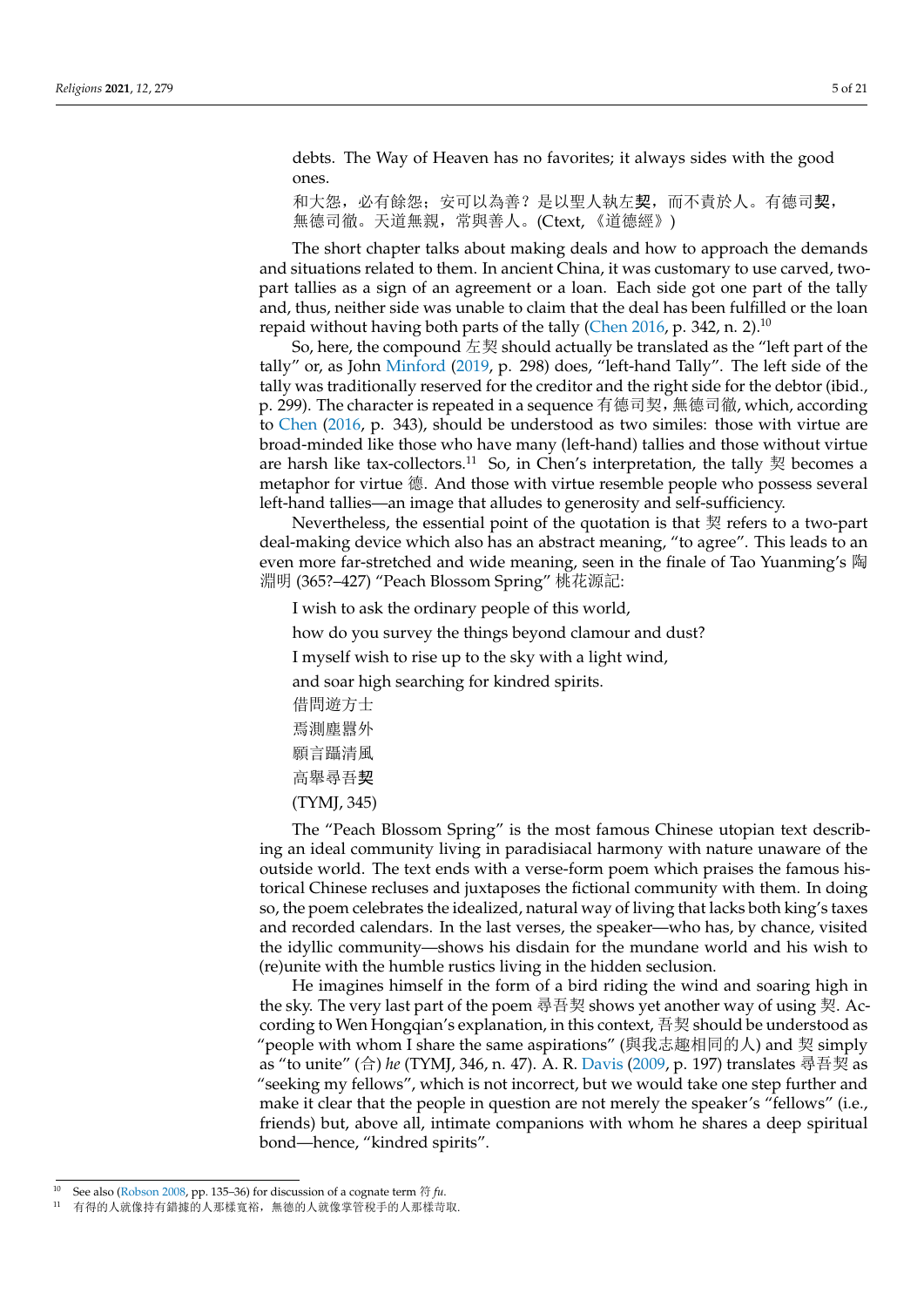debts. The Way of Heaven has no favorites; it always sides with the good ones.

和大怨，必有餘怨；安可以為善？是以聖人執左**契**，而不責於人。有德司**契**，無德司徹。天道無親，常與善人。(Ctext, 《道德經》)

The short chapter talks about making deals and how to approach the demands and situations related to them. In ancient China, it was customary to use carved, two-part tallies as a sign of an agreement or a loan. Each side got one part of the tally and, thus, neither side was unable to claim that the deal has been fulfilled or the loan repaid without having both parts of the tally (Chen 2016, p. 342, n. 2).[10]

So, here, the compound 左契 should actually be translated as the "left part of the tally" or, as John Minford (2019, p. 298) does, "left-hand Tally". The left side of the tally was traditionally reserved for the creditor and the right side for the debtor (ibid., p. 299). The character is repeated in a sequence 有德司契，無德司徹, which, according to Chen (2016, p. 343), should be understood as two similes: those with virtue are broad-minded like those who have many (left-hand) tallies and those without virtue are harsh like tax-collectors.[11] So, in Chen's interpretation, the tally 契 becomes a metaphor for virtue 德. And those with virtue resemble people who possess several left-hand tallies—an image that alludes to generosity and self-sufficiency.

Nevertheless, the essential point of the quotation is that 契 refers to a two-part deal-making device which also has an abstract meaning, "to agree". This leads to an even more far-stretched and wide meaning, seen in the finale of Tao Yuanming's 陶淵明 (365?–427) "Peach Blossom Spring" 桃花源記:

I wish to ask the ordinary people of this world,
how do you survey the things beyond clamour and dust?
I myself wish to rise up to the sky with a light wind,
and soar high searching for kindred spirits.
借問遊方士
焉測塵囂外
願言躡清風
高舉尋吾**契**
(TYMJ, 345)

The "Peach Blossom Spring" is the most famous Chinese utopian text describing an ideal community living in paradisiacal harmony with nature unaware of the outside world. The text ends with a verse-form poem which praises the famous historical Chinese recluses and juxtaposes the fictional community with them. In doing so, the poem celebrates the idealized, natural way of living that lacks both king's taxes and recorded calendars. In the last verses, the speaker—who has, by chance, visited the idyllic community—shows his disdain for the mundane world and his wish to (re)unite with the humble rustics living in the hidden seclusion.

He imagines himself in the form of a bird riding the wind and soaring high in the sky. The very last part of the poem 尋吾契 shows yet another way of using 契. According to Wen Hongqian's explanation, in this context, 吾契 should be understood as "people with whom I share the same aspirations" (與我志趣相同的人) and 契 simply as "to unite" (合) *he* (TYMJ, 346, n. 47). A. R. Davis (2009, p. 197) translates 尋吾契 as "seeking my fellows", which is not incorrect, but we would take one step further and make it clear that the people in question are not merely the speaker's "fellows" (i.e., friends) but, above all, intimate companions with whom he shares a deep spiritual bond—hence, "kindred spirits".

---

[10] See also (Robson 2008, pp. 135–36) for discussion of a cognate term 符 *fu*.

[11] 有得的人就像持有錯據的人那樣寬裕，無德的人就像掌管稅手的人那樣苛取.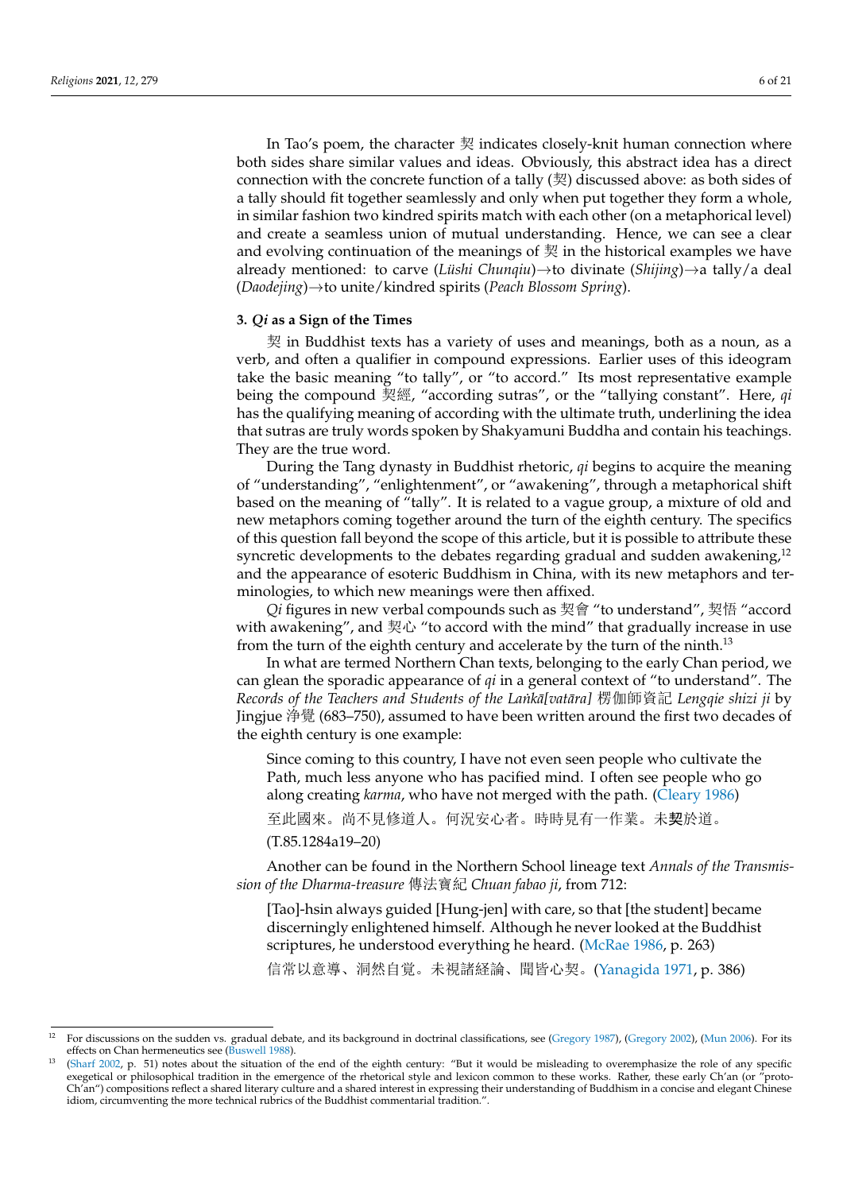In Tao's poem, the character 契 indicates closely-knit human connection where both sides share similar values and ideas. Obviously, this abstract idea has a direct connection with the concrete function of a tally (契) discussed above: as both sides of a tally should fit together seamlessly and only when put together they form a whole, in similar fashion two kindred spirits match with each other (on a metaphorical level) and create a seamless union of mutual understanding. Hence, we can see a clear and evolving continuation of the meanings of 契 in the historical examples we have already mentioned: to carve (*Lüshi Chunqiu*)→to divinate (*Shijing*)→a tally/a deal (*Daodejing*)→to unite/kindred spirits (*Peach Blossom Spring*).

### 3. *Qi* as a Sign of the Times

契 in Buddhist texts has a variety of uses and meanings, both as a noun, as a verb, and often a qualifier in compound expressions. Earlier uses of this ideogram take the basic meaning "to tally", or "to accord." Its most representative example being the compound 契經, "according sutras", or the "tallying constant". Here, *qi* has the qualifying meaning of according with the ultimate truth, underlining the idea that sutras are truly words spoken by Shakyamuni Buddha and contain his teachings. They are the true word.

During the Tang dynasty in Buddhist rhetoric, *qi* begins to acquire the meaning of "understanding", "enlightenment", or "awakening", through a metaphorical shift based on the meaning of "tally". It is related to a vague group, a mixture of old and new metaphors coming together around the turn of the eighth century. The specifics of this question fall beyond the scope of this article, but it is possible to attribute these syncretic developments to the debates regarding gradual and sudden awakening,[12] and the appearance of esoteric Buddhism in China, with its new metaphors and terminologies, to which new meanings were then affixed.

*Qi* figures in new verbal compounds such as 契會 "to understand", 契悟 "accord with awakening", and 契心 "to accord with the mind" that gradually increase in use from the turn of the eighth century and accelerate by the turn of the ninth.[13]

In what are termed Northern Chan texts, belonging to the early Chan period, we can glean the sporadic appearance of *qi* in a general context of "to understand". The *Records of the Teachers and Students of the Laṅkā[vatāra]* 楞伽師資記 *Lengqie shizi ji* by Jingjue 浄覺 (683–750), assumed to have been written around the first two decades of the eighth century is one example:

> Since coming to this country, I have not even seen people who cultivate the Path, much less anyone who has pacified mind. I often see people who go along creating *karma*, who have not merged with the path. (Cleary 1986)
>
> 至此國來。尚不見修道人。何況安心者。時時見有一作業。未**契**於道。
>
> (T.85.1284a19–20)

Another can be found in the Northern School lineage text *Annals of the Transmission of the Dharma-treasure* 傳法寶紀 *Chuan fabao ji*, from 712:

> [Tao]-hsin always guided [Hung-jen] with care, so that [the student] became discerningly enlightened himself. Although he never looked at the Buddhist scriptures, he understood everything he heard. (McRae 1986, p. 263)
>
> 信常以意導、洞然自覚。未視諸経論、聞皆心契。(Yanagida 1971, p. 386)

---

[12] For discussions on the sudden vs. gradual debate, and its background in doctrinal classifications, see (Gregory 1987), (Gregory 2002), (Mun 2006). For its effects on Chan hermeneutics see (Buswell 1988).

[13] (Sharf 2002, p. 51) notes about the situation of the end of the eighth century: "But it would be misleading to overemphasize the role of any specific exegetical or philosophical tradition in the emergence of the rhetorical style and lexicon common to these works. Rather, these early Ch'an (or "proto-Ch'an") compositions reflect a shared literary culture and a shared interest in expressing their understanding of Buddhism in a concise and elegant Chinese idiom, circumventing the more technical rubrics of the Buddhist commentarial tradition.".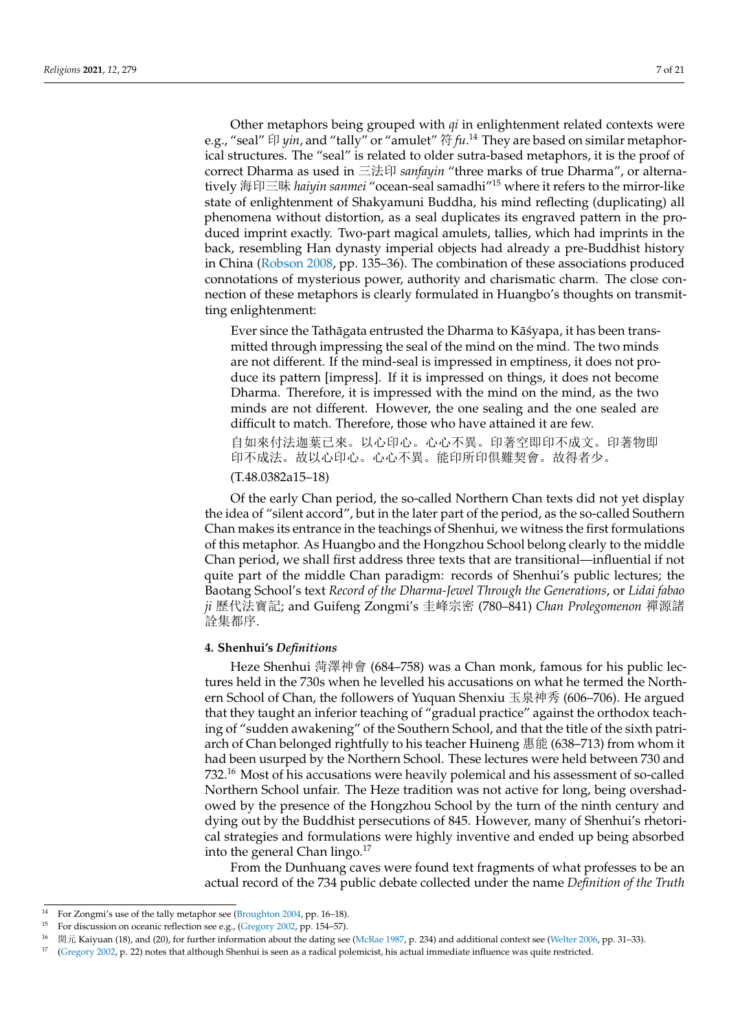Other metaphors being grouped with *qi* in enlightenment related contexts were e.g., "seal" 印 *yin*, and "tally" or "amulet" 符 *fu*.[14] They are based on similar metaphorical structures. The "seal" is related to older sutra-based metaphors, it is the proof of correct Dharma as used in 三法印 *sanfayin* "three marks of true Dharma", or alternatively 海印三昧 *haiyin sanmei* "ocean-seal samadhi"[15] where it refers to the mirror-like state of enlightenment of Shakyamuni Buddha, his mind reflecting (duplicating) all phenomena without distortion, as a seal duplicates its engraved pattern in the produced imprint exactly. Two-part magical amulets, tallies, which had imprints in the back, resembling Han dynasty imperial objects had already a pre-Buddhist history in China (Robson 2008, pp. 135–36). The combination of these associations produced connotations of mysterious power, authority and charismatic charm. The close connection of these metaphors is clearly formulated in Huangbo's thoughts on transmitting enlightenment:

> Ever since the Tathāgata entrusted the Dharma to Kāśyapa, it has been transmitted through impressing the seal of the mind on the mind. The two minds are not different. If the mind-seal is impressed in emptiness, it does not produce its pattern [impress]. If it is impressed on things, it does not become Dharma. Therefore, it is impressed with the mind on the mind, as the two minds are not different. However, the one sealing and the one sealed are difficult to match. Therefore, those who have attained it are few.
>
> 自如來付法迦葉已來。以心印心。心心不異。印著空即印不成文。印著物即印不成法。故以心印心。心心不異。能印所印俱難契會。故得者少。
>
> (T.48.0382a15–18)

Of the early Chan period, the so-called Northern Chan texts did not yet display the idea of "silent accord", but in the later part of the period, as the so-called Southern Chan makes its entrance in the teachings of Shenhui, we witness the first formulations of this metaphor. As Huangbo and the Hongzhou School belong clearly to the middle Chan period, we shall first address three texts that are transitional—influential if not quite part of the middle Chan paradigm: records of Shenhui's public lectures; the Baotang School's text *Record of the Dharma-Jewel Through the Generations*, or *Lidai fabao ji* 歷代法寶記; and Guifeng Zongmi's 圭峰宗密 (780–841) *Chan Prolegomenon* 禪源諸詮集都序.

#### 4. Shenhui's *Definitions*

Heze Shenhui 菏澤神會 (684–758) was a Chan monk, famous for his public lectures held in the 730s when he levelled his accusations on what he termed the Northern School of Chan, the followers of Yuquan Shenxiu 玉泉神秀 (606–706). He argued that they taught an inferior teaching of "gradual practice" against the orthodox teaching of "sudden awakening" of the Southern School, and that the title of the sixth patriarch of Chan belonged rightfully to his teacher Huineng 惠能 (638–713) from whom it had been usurped by the Northern School. These lectures were held between 730 and 732.[16] Most of his accusations were heavily polemical and his assessment of so-called Northern School unfair. The Heze tradition was not active for long, being overshadowed by the presence of the Hongzhou School by the turn of the ninth century and dying out by the Buddhist persecutions of 845. However, many of Shenhui's rhetorical strategies and formulations were highly inventive and ended up being absorbed into the general Chan lingo.[17]

From the Dunhuang caves were found text fragments of what professes to be an actual record of the 734 public debate collected under the name *Definition of the Truth*

---

[14] For Zongmi's use of the tally metaphor see (Broughton 2004, pp. 16–18).

[15] For discussion on oceanic reflection see e.g., (Gregory 2002, pp. 154–57).

[16] 開元 Kaiyuan (18), and (20), for further information about the dating see (McRae 1987, p. 234) and additional context see (Welter 2006, pp. 31–33).

[17] (Gregory 2002, p. 22) notes that although Shenhui is seen as a radical polemicist, his actual immediate influence was quite restricted.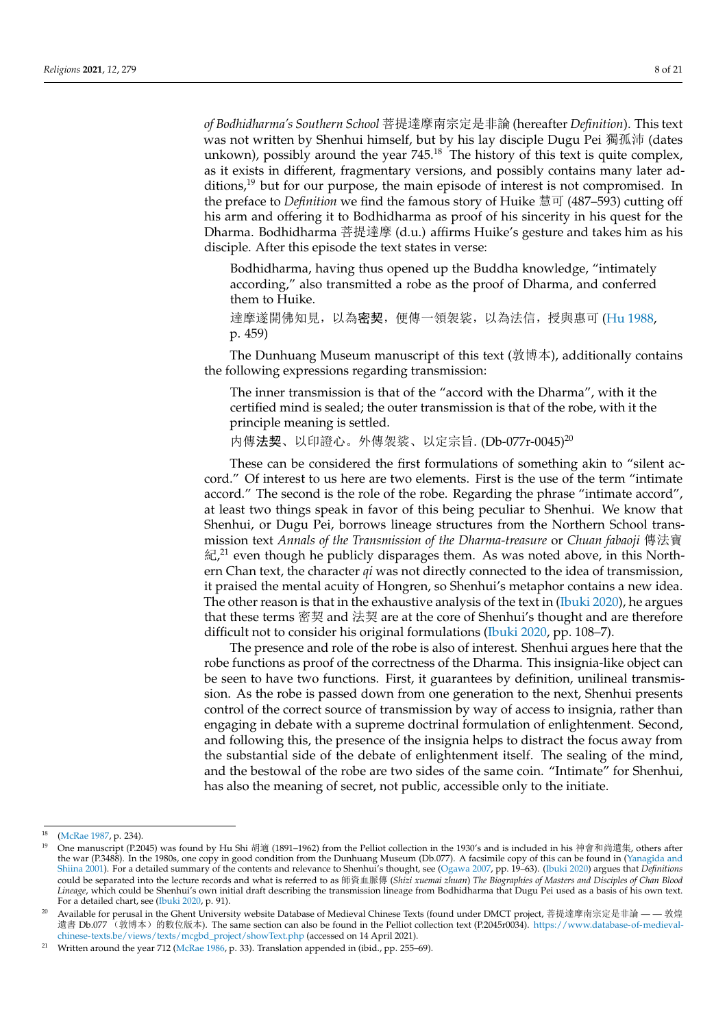*of Bodhidharma's Southern School* 菩提達摩南宗定是非論 (hereafter *Definition*). This text was not written by Shenhui himself, but by his lay disciple Dugu Pei 獨孤沛 (dates unkown), possibly around the year 745.[18] The history of this text is quite complex, as it exists in different, fragmentary versions, and possibly contains many later additions,[19] but for our purpose, the main episode of interest is not compromised. In the preface to *Definition* we find the famous story of Huike 慧可 (487–593) cutting off his arm and offering it to Bodhidharma as proof of his sincerity in his quest for the Dharma. Bodhidharma 菩提達摩 (d.u.) affirms Huike's gesture and takes him as his disciple. After this episode the text states in verse:

> Bodhidharma, having thus opened up the Buddha knowledge, "intimately according," also transmitted a robe as the proof of Dharma, and conferred them to Huike.
>
> 達摩遂開佛知見，以為**密契**，便傳一領袈裟，以為法信，授與惠可 (Hu 1988, p. 459)

The Dunhuang Museum manuscript of this text (敦博本), additionally contains the following expressions regarding transmission:

> The inner transmission is that of the "accord with the Dharma", with it the certified mind is sealed; the outer transmission is that of the robe, with it the principle meaning is settled.
>
> 內傳**法契**、以印證心。外傳袈裟、以定宗旨. (Db-077r-0045)[20]

These can be considered the first formulations of something akin to "silent accord." Of interest to us here are two elements. First is the use of the term "intimate accord." The second is the role of the robe. Regarding the phrase "intimate accord", at least two things speak in favor of this being peculiar to Shenhui. We know that Shenhui, or Dugu Pei, borrows lineage structures from the Northern School transmission text *Annals of the Transmission of the Dharma-treasure* or *Chuan fabaoji* 傳法寶紀,[21] even though he publicly disparages them. As was noted above, in this Northern Chan text, the character *qi* was not directly connected to the idea of transmission, it praised the mental acuity of Hongren, so Shenhui's metaphor contains a new idea. The other reason is that in the exhaustive analysis of the text in (Ibuki 2020), he argues that these terms 密契 and 法契 are at the core of Shenhui's thought and are therefore difficult not to consider his original formulations (Ibuki 2020, pp. 108–7).

The presence and role of the robe is also of interest. Shenhui argues here that the robe functions as proof of the correctness of the Dharma. This insignia-like object can be seen to have two functions. First, it guarantees by definition, unilineal transmission. As the robe is passed down from one generation to the next, Shenhui presents control of the correct source of transmission by way of access to insignia, rather than engaging in debate with a supreme doctrinal formulation of enlightenment. Second, and following this, the presence of the insignia helps to distract the focus away from the substantial side of the debate of enlightenment itself. The sealing of the mind, and the bestowal of the robe are two sides of the same coin. "Intimate" for Shenhui, has also the meaning of secret, not public, accessible only to the initiate.

---

[18] (McRae 1987, p. 234).

[19] One manuscript (P.2045) was found by Hu Shi 胡適 (1891–1962) from the Pelliot collection in the 1930's and is included in his 神會和尚遺集, others after the war (P.3488). In the 1980s, one copy in good condition from the Dunhuang Museum (Db.077). A facsimile copy of this can be found in (Yanagida and Shiina 2001). For a detailed summary of the contents and relevance to Shenhui's thought, see (Ogawa 2007, pp. 19–63). (Ibuki 2020) argues that *Definitions* could be separated into the lecture records and what is referred to as 師資血脈傳 (*Shizi xuemai zhuan*) *The Biographies of Masters and Disciples of Chan Blood Lineage*, which could be Shenhui's own initial draft describing the transmission lineage from Bodhidharma that Dugu Pei used as a basis of his own text. For a detailed chart, see (Ibuki 2020, p. 91).

[20] Available for perusal in the Ghent University website Database of Medieval Chinese Texts (found under DMCT project, 菩提達摩南宗定是非論 — — 敦煌遺書 Db.077 （敦博本）的數位版本). The same section can also be found in the Pelliot collection text (P.2045r0034). https://www.database-of-medieval-chinese-texts.be/views/texts/mcgbd_project/showText.php (accessed on 14 April 2021).

[21] Written around the year 712 (McRae 1986, p. 33). Translation appended in (ibid., pp. 255–69).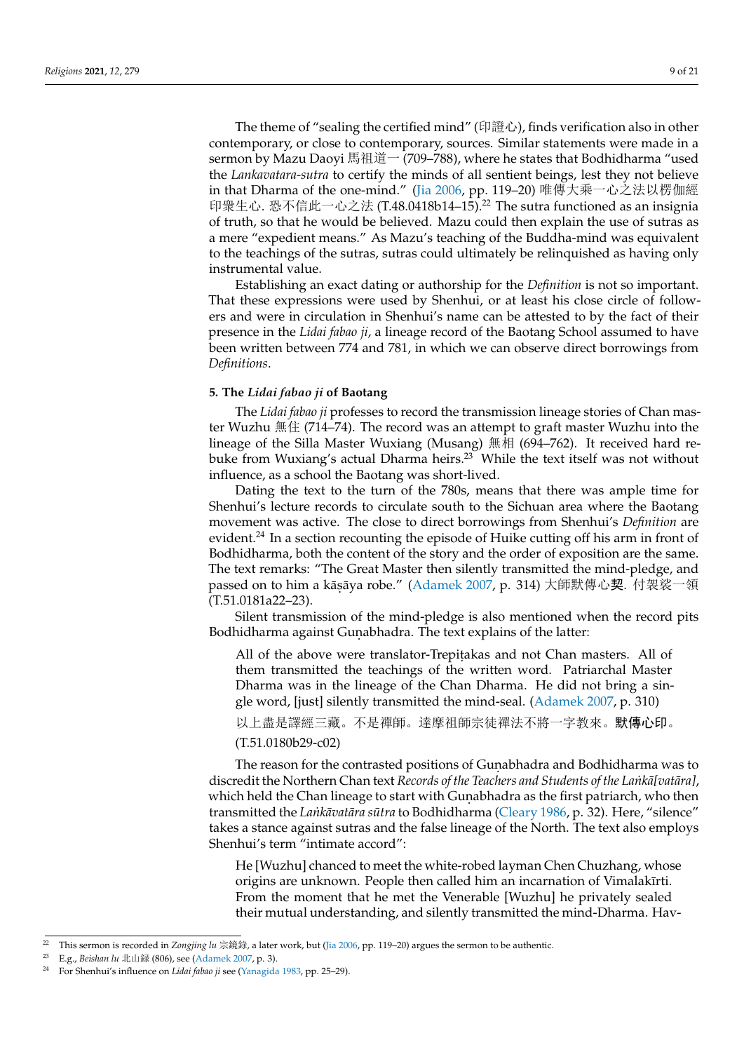The theme of "sealing the certified mind" (印證心), finds verification also in other contemporary, or close to contemporary, sources. Similar statements were made in a sermon by Mazu Daoyi 馬祖道一 (709–788), where he states that Bodhidharma "used the *Lankavatara-sutra* to certify the minds of all sentient beings, lest they not believe in that Dharma of the one-mind." (Jia 2006, pp. 119–20) 唯傳大乘一心之法以楞伽經印眾生心. 恐不信此一心之法 (T.48.0418b14–15).[22] The sutra functioned as an insignia of truth, so that he would be believed. Mazu could then explain the use of sutras as a mere "expedient means." As Mazu's teaching of the Buddha-mind was equivalent to the teachings of the sutras, sutras could ultimately be relinquished as having only instrumental value.

Establishing an exact dating or authorship for the *Definition* is not so important. That these expressions were used by Shenhui, or at least his close circle of followers and were in circulation in Shenhui's name can be attested to by the fact of their presence in the *Lidai fabao ji*, a lineage record of the Baotang School assumed to have been written between 774 and 781, in which we can observe direct borrowings from *Definitions*.

## 5. The *Lidai fabao ji* of Baotang

The *Lidai fabao ji* professes to record the transmission lineage stories of Chan master Wuzhu 無住 (714–74). The record was an attempt to graft master Wuzhu into the lineage of the Silla Master Wuxiang (Musang) 無相 (694–762). It received hard rebuke from Wuxiang's actual Dharma heirs.[23] While the text itself was not without influence, as a school the Baotang was short-lived.

Dating the text to the turn of the 780s, means that there was ample time for Shenhui's lecture records to circulate south to the Sichuan area where the Baotang movement was active. The close to direct borrowings from Shenhui's *Definition* are evident.[24] In a section recounting the episode of Huike cutting off his arm in front of Bodhidharma, both the content of the story and the order of exposition are the same. The text remarks: "The Great Master then silently transmitted the mind-pledge, and passed on to him a kāṣāya robe." (Adamek 2007, p. 314) 大師默傳心**契**. 付袈裟一領 (T.51.0181a22–23).

Silent transmission of the mind-pledge is also mentioned when the record pits Bodhidharma against Guṇabhadra. The text explains of the latter:

> All of the above were translator-Trepiṭakas and not Chan masters. All of them transmitted the teachings of the written word. Patriarchal Master Dharma was in the lineage of the Chan Dharma. He did not bring a single word, [just] silently transmitted the mind-seal. (Adamek 2007, p. 310)
>
> 以上盡是譯經三藏。不是禪師。達摩祖師宗徒禪法不將一字教來。**默傳心印**。(T.51.0180b29-c02)

The reason for the contrasted positions of Guṇabhadra and Bodhidharma was to discredit the Northern Chan text *Records of the Teachers and Students of the Laṅkā[vatāra]*, which held the Chan lineage to start with Guṇabhadra as the first patriarch, who then transmitted the *Laṅkāvatāra sūtra* to Bodhidharma (Cleary 1986, p. 32). Here, "silence" takes a stance against sutras and the false lineage of the North. The text also employs Shenhui's term "intimate accord":

> He [Wuzhu] chanced to meet the white-robed layman Chen Chuzhang, whose origins are unknown. People then called him an incarnation of Vimalakīrti. From the moment that he met the Venerable [Wuzhu] he privately sealed their mutual understanding, and silently transmitted the mind-Dharma. Hav-

[22] This sermon is recorded in *Zongjing lu* 宗鏡錄, a later work, but (Jia 2006, pp. 119–20) argues the sermon to be authentic.

[23] E.g., *Beishan lu* 北山録 (806), see (Adamek 2007, p. 3).

[24] For Shenhui's influence on *Lidai fabao ji* see (Yanagida 1983, pp. 25–29).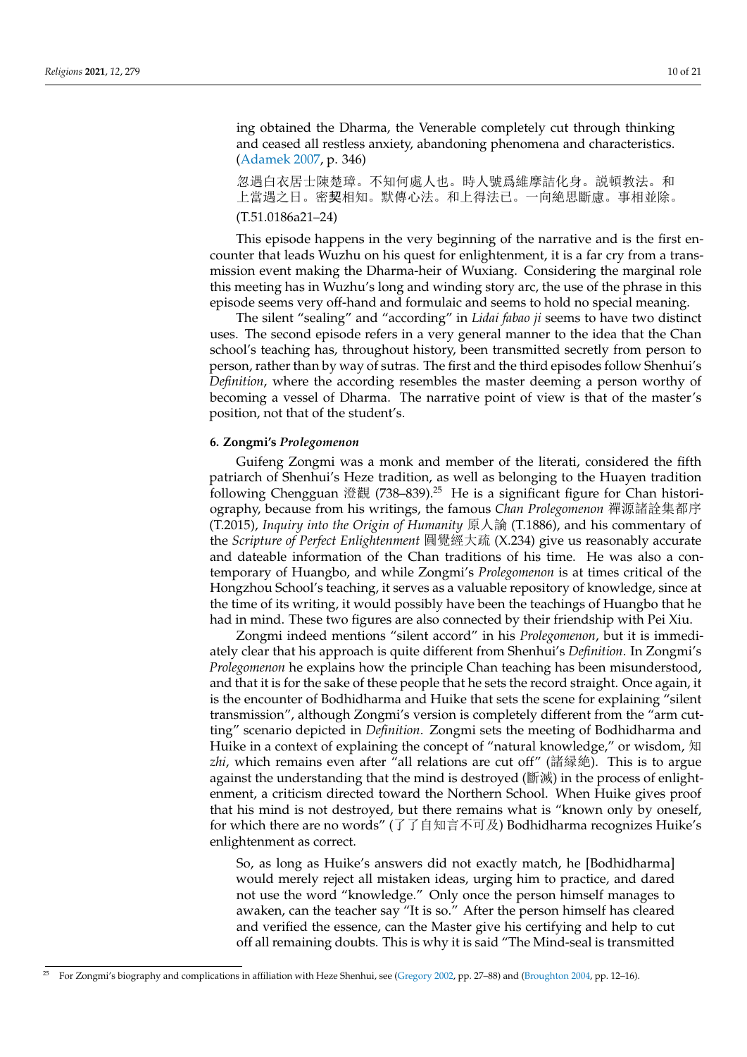ing obtained the Dharma, the Venerable completely cut through thinking and ceased all restless anxiety, abandoning phenomena and characteristics. (Adamek 2007, p. 346)

> 忽遇白衣居士陳楚璋。不知何處人也。時人號爲維摩詰化身。說頓教法。和上當遇之日。密契相知。默傳心法。和上得法已。一向絶思斷慮。事相並除。
>
> (T.51.0186a21–24)

This episode happens in the very beginning of the narrative and is the first encounter that leads Wuzhu on his quest for enlightenment, it is a far cry from a transmission event making the Dharma-heir of Wuxiang. Considering the marginal role this meeting has in Wuzhu's long and winding story arc, the use of the phrase in this episode seems very off-hand and formulaic and seems to hold no special meaning.

The silent "sealing" and "according" in *Lidai fabao ji* seems to have two distinct uses. The second episode refers in a very general manner to the idea that the Chan school's teaching has, throughout history, been transmitted secretly from person to person, rather than by way of sutras. The first and the third episodes follow Shenhui's *Definition*, where the according resembles the master deeming a person worthy of becoming a vessel of Dharma. The narrative point of view is that of the master's position, not that of the student's.

### 6. Zongmi's *Prolegomenon*

Guifeng Zongmi was a monk and member of the literati, considered the fifth patriarch of Shenhui's Heze tradition, as well as belonging to the Huayen tradition following Chengguan 澄觀 (738–839).[25] He is a significant figure for Chan historiography, because from his writings, the famous *Chan Prolegomenon* 禪源諸詮集都序 (T.2015), *Inquiry into the Origin of Humanity* 原人論 (T.1886), and his commentary of the *Scripture of Perfect Enlightenment* 圓覺經大疏 (X.234) give us reasonably accurate and dateable information of the Chan traditions of his time. He was also a contemporary of Huangbo, and while Zongmi's *Prolegomenon* is at times critical of the Hongzhou School's teaching, it serves as a valuable repository of knowledge, since at the time of its writing, it would possibly have been the teachings of Huangbo that he had in mind. These two figures are also connected by their friendship with Pei Xiu.

Zongmi indeed mentions "silent accord" in his *Prolegomenon*, but it is immediately clear that his approach is quite different from Shenhui's *Definition*. In Zongmi's *Prolegomenon* he explains how the principle Chan teaching has been misunderstood, and that it is for the sake of these people that he sets the record straight. Once again, it is the encounter of Bodhidharma and Huike that sets the scene for explaining "silent transmission", although Zongmi's version is completely different from the "arm cutting" scenario depicted in *Definition*. Zongmi sets the meeting of Bodhidharma and Huike in a context of explaining the concept of "natural knowledge," or wisdom, 知 *zhi*, which remains even after "all relations are cut off" (諸緣絶). This is to argue against the understanding that the mind is destroyed (斷滅) in the process of enlightenment, a criticism directed toward the Northern School. When Huike gives proof that his mind is not destroyed, but there remains what is "known only by oneself, for which there are no words" (了了自知言不可及) Bodhidharma recognizes Huike's enlightenment as correct.

> So, as long as Huike's answers did not exactly match, he [Bodhidharma] would merely reject all mistaken ideas, urging him to practice, and dared not use the word "knowledge." Only once the person himself manages to awaken, can the teacher say "It is so." After the person himself has cleared and verified the essence, can the Master give his certifying and help to cut off all remaining doubts. This is why it is said "The Mind-seal is transmitted

[25] For Zongmi's biography and complications in affiliation with Heze Shenhui, see (Gregory 2002, pp. 27–88) and (Broughton 2004, pp. 12–16).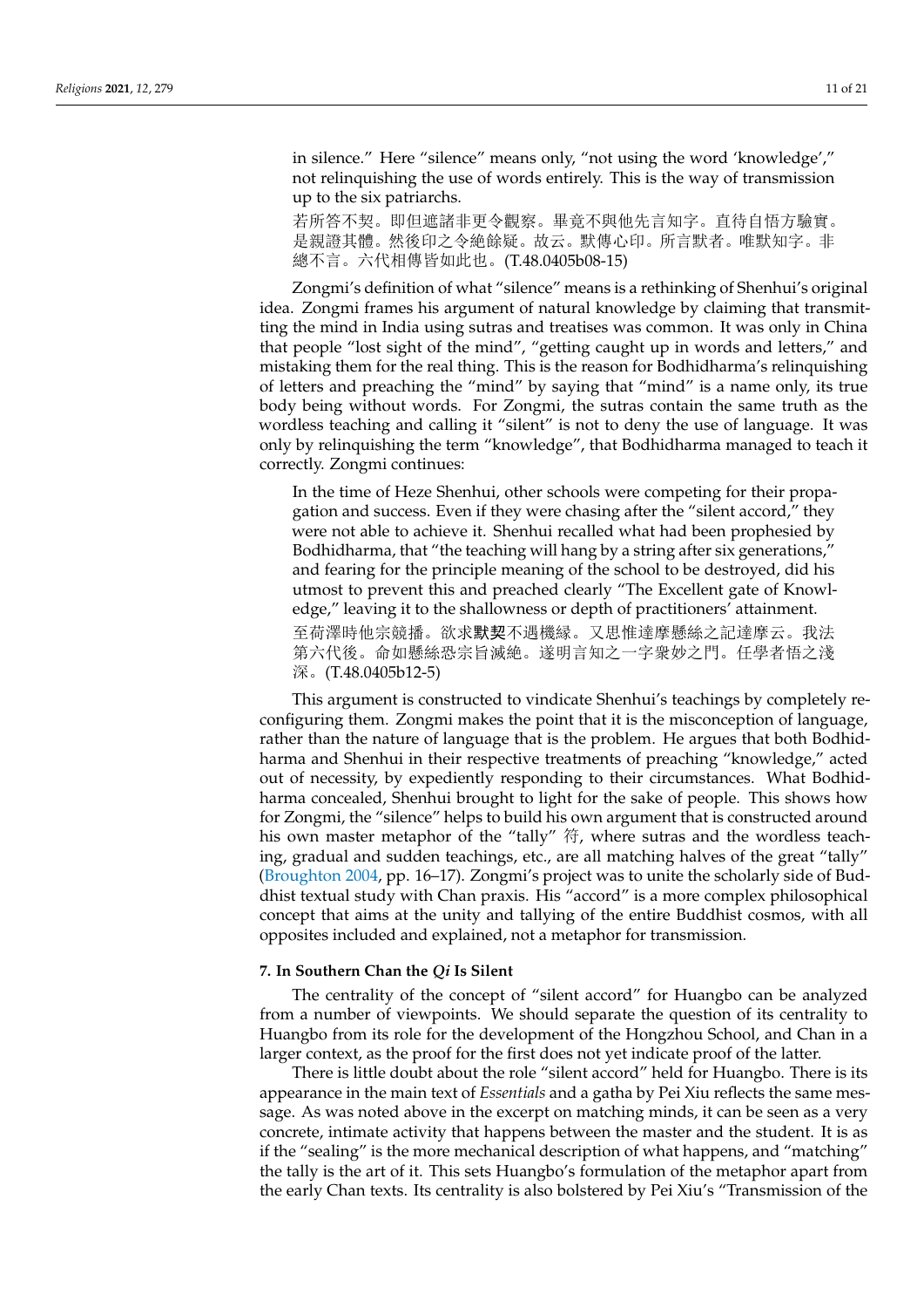> in silence." Here "silence" means only, "not using the word 'knowledge'," not relinquishing the use of words entirely. This is the way of transmission up to the six patriarchs.
>
> 若所答不契。即但遮諸非更令觀察。畢竟不與他先言知字。直待自悟方驗實。是親證其體。然後印之令絕餘疑。故云。默傳心印。所言默者。唯默知字。非總不言。六代相傳皆如此也。(T.48.0405b08-15)

Zongmi's definition of what "silence" means is a rethinking of Shenhui's original idea. Zongmi frames his argument of natural knowledge by claiming that transmitting the mind in India using sutras and treatises was common. It was only in China that people "lost sight of the mind", "getting caught up in words and letters," and mistaking them for the real thing. This is the reason for Bodhidharma's relinquishing of letters and preaching the "mind" by saying that "mind" is a name only, its true body being without words. For Zongmi, the sutras contain the same truth as the wordless teaching and calling it "silent" is not to deny the use of language. It was only by relinquishing the term "knowledge", that Bodhidharma managed to teach it correctly. Zongmi continues:

> In the time of Heze Shenhui, other schools were competing for their propagation and success. Even if they were chasing after the "silent accord," they were not able to achieve it. Shenhui recalled what had been prophesied by Bodhidharma, that "the teaching will hang by a string after six generations," and fearing for the principle meaning of the school to be destroyed, did his utmost to prevent this and preached clearly "The Excellent gate of Knowledge," leaving it to the shallowness or depth of practitioners' attainment.
>
> 至荷澤時他宗競播。欲求**默契**不遇機緣。又思惟達摩懸絲之記達摩云。我法第六代後。命如懸絲恐宗旨滅絕。遂明言知之一字衆妙之門。任學者悟之淺深。(T.48.0405b12-5)

This argument is constructed to vindicate Shenhui's teachings by completely reconfiguring them. Zongmi makes the point that it is the misconception of language, rather than the nature of language that is the problem. He argues that both Bodhidharma and Shenhui in their respective treatments of preaching "knowledge," acted out of necessity, by expediently responding to their circumstances. What Bodhidharma concealed, Shenhui brought to light for the sake of people. This shows how for Zongmi, the "silence" helps to build his own argument that is constructed around his own master metaphor of the "tally" 符, where sutras and the wordless teaching, gradual and sudden teachings, etc., are all matching halves of the great "tally" (Broughton 2004, pp. 16–17). Zongmi's project was to unite the scholarly side of Buddhist textual study with Chan praxis. His "accord" is a more complex philosophical concept that aims at the unity and tallying of the entire Buddhist cosmos, with all opposites included and explained, not a metaphor for transmission.

### 7. In Southern Chan the *Qi* Is Silent

The centrality of the concept of "silent accord" for Huangbo can be analyzed from a number of viewpoints. We should separate the question of its centrality to Huangbo from its role for the development of the Hongzhou School, and Chan in a larger context, as the proof for the first does not yet indicate proof of the latter.

There is little doubt about the role "silent accord" held for Huangbo. There is its appearance in the main text of *Essentials* and a gatha by Pei Xiu reflects the same message. As was noted above in the excerpt on matching minds, it can be seen as a very concrete, intimate activity that happens between the master and the student. It is as if the "sealing" is the more mechanical description of what happens, and "matching" the tally is the art of it. This sets Huangbo's formulation of the metaphor apart from the early Chan texts. Its centrality is also bolstered by Pei Xiu's "Transmission of the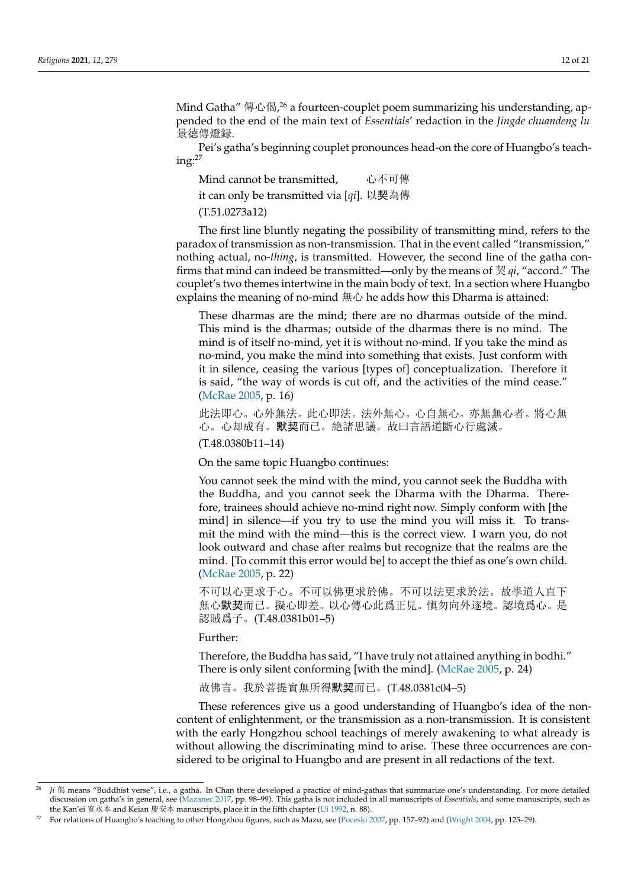Mind Gatha" 傳心偈,[26] a fourteen-couplet poem summarizing his understanding, appended to the end of the main text of *Essentials*' redaction in the *Jingde chuandeng lu* 景德傳燈錄.

Pei's gatha's beginning couplet pronounces head-on the core of Huangbo's teaching:[27]

> Mind cannot be transmitted, 心不可傳
>
> it can only be transmitted via [*qi*]. 以**契**為傳
>
> (T.51.0273a12)

The first line bluntly negating the possibility of transmitting mind, refers to the paradox of transmission as non-transmission. That in the event called "transmission," nothing actual, no-*thing*, is transmitted. However, the second line of the gatha confirms that mind can indeed be transmitted—only by the means of 契 *qi*, "accord." The couplet's two themes intertwine in the main body of text. In a section where Huangbo explains the meaning of no-mind 無心 he adds how this Dharma is attained:

> These dharmas are the mind; there are no dharmas outside of the mind. This mind is the dharmas; outside of the dharmas there is no mind. The mind is of itself no-mind, yet it is without no-mind. If you take the mind as no-mind, you make the mind into something that exists. Just conform with it in silence, ceasing the various [types of] conceptualization. Therefore it is said, "the way of words is cut off, and the activities of the mind cease." (McRae 2005, p. 16)
>
> 此法即心。心外無法。此心即法。法外無心。心自無心。亦無無心者。將心無心。心却成有。**默契**而已。絶諸思議。故曰言語道斷心行處滅。
>
> (T.48.0380b11–14)
>
> On the same topic Huangbo continues:
>
> You cannot seek the mind with the mind, you cannot seek the Buddha with the Buddha, and you cannot seek the Dharma with the Dharma. Therefore, trainees should achieve no-mind right now. Simply conform with [the mind] in silence—if you try to use the mind you will miss it. To transmit the mind with the mind—this is the correct view. I warn you, do not look outward and chase after realms but recognize that the realms are the mind. [To commit this error would be] to accept the thief as one's own child. (McRae 2005, p. 22)
>
> 不可以心更求于心。不可以佛更求於佛。不可以法更求於法。故學道人直下無心**默契**而已。擬心即差。以心傳心此爲正見。愼勿向外逐境。認境爲心。是認賊爲子。(T.48.0381b01–5)
>
> Further:
>
> Therefore, the Buddha has said, "I have truly not attained anything in bodhi." There is only silent conforming [with the mind]. (McRae 2005, p. 24)
>
> 故佛言。我於菩提實無所得**默契**而已。(T.48.0381c04–5)

These references give us a good understanding of Huangbo's idea of the non-content of enlightenment, or the transmission as a non-transmission. It is consistent with the early Hongzhou school teachings of merely awakening to what already is without allowing the discriminating mind to arise. These three occurrences are considered to be original to Huangbo and are present in all redactions of the text.

---

[26] *Ji* 偈 means "Buddhist verse", i.e., a gatha. In Chan there developed a practice of mind-gathas that summarize one's understanding. For more detailed discussion on gatha's in general, see (Mazanec 2017, pp. 98–99). This gatha is not included in all manuscripts of *Essentials*, and some manuscripts, such as the Kan'ei 寛永本 and Keian 慶安本 manuscripts, place it in the fifth chapter (Ui 1992, n. 88).

[27] For relations of Huangbo's teaching to other Hongzhou figures, such as Mazu, see (Poceski 2007, pp. 157–92) and (Wright 2004, pp. 125–29).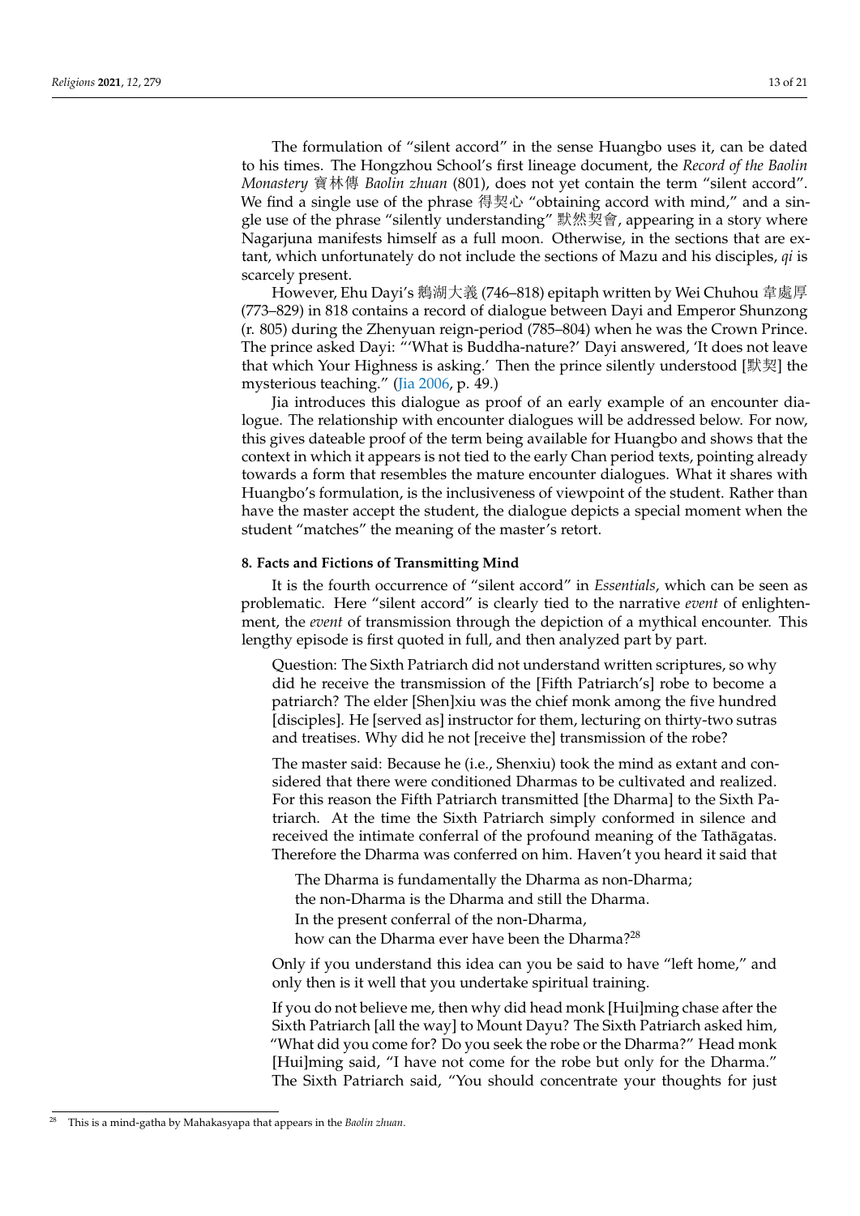The formulation of "silent accord" in the sense Huangbo uses it, can be dated to his times. The Hongzhou School's first lineage document, the *Record of the Baolin Monastery* 寶林傳 *Baolin zhuan* (801), does not yet contain the term "silent accord". We find a single use of the phrase 得契心 "obtaining accord with mind," and a single use of the phrase "silently understanding" 默然契會, appearing in a story where Nagarjuna manifests himself as a full moon. Otherwise, in the sections that are extant, which unfortunately do not include the sections of Mazu and his disciples, *qi* is scarcely present.

However, Ehu Dayi's 鵝湖大義 (746–818) epitaph written by Wei Chuhou 韋處厚 (773–829) in 818 contains a record of dialogue between Dayi and Emperor Shunzong (r. 805) during the Zhenyuan reign-period (785–804) when he was the Crown Prince. The prince asked Dayi: "'What is Buddha-nature?' Dayi answered, 'It does not leave that which Your Highness is asking.' Then the prince silently understood [默契] the mysterious teaching." (Jia 2006, p. 49.)

Jia introduces this dialogue as proof of an early example of an encounter dialogue. The relationship with encounter dialogues will be addressed below. For now, this gives dateable proof of the term being available for Huangbo and shows that the context in which it appears is not tied to the early Chan period texts, pointing already towards a form that resembles the mature encounter dialogues. What it shares with Huangbo's formulation, is the inclusiveness of viewpoint of the student. Rather than have the master accept the student, the dialogue depicts a special moment when the student "matches" the meaning of the master's retort.

### 8. Facts and Fictions of Transmitting Mind

It is the fourth occurrence of "silent accord" in *Essentials*, which can be seen as problematic. Here "silent accord" is clearly tied to the narrative *event* of enlightenment, the *event* of transmission through the depiction of a mythical encounter. This lengthy episode is first quoted in full, and then analyzed part by part.

> Question: The Sixth Patriarch did not understand written scriptures, so why did he receive the transmission of the [Fifth Patriarch's] robe to become a patriarch? The elder [Shen]xiu was the chief monk among the five hundred [disciples]. He [served as] instructor for them, lecturing on thirty-two sutras and treatises. Why did he not [receive the] transmission of the robe?
>
> The master said: Because he (i.e., Shenxiu) took the mind as extant and considered that there were conditioned Dharmas to be cultivated and realized. For this reason the Fifth Patriarch transmitted [the Dharma] to the Sixth Patriarch. At the time the Sixth Patriarch simply conformed in silence and received the intimate conferral of the profound meaning of the Tathāgatas. Therefore the Dharma was conferred on him. Haven't you heard it said that
>
> > The Dharma is fundamentally the Dharma as non-Dharma;
> > the non-Dharma is the Dharma and still the Dharma.
> > In the present conferral of the non-Dharma,
> > how can the Dharma ever have been the Dharma?[28]
>
> Only if you understand this idea can you be said to have "left home," and only then is it well that you undertake spiritual training.
>
> If you do not believe me, then why did head monk [Hui]ming chase after the Sixth Patriarch [all the way] to Mount Dayu? The Sixth Patriarch asked him, "What did you come for? Do you seek the robe or the Dharma?" Head monk [Hui]ming said, "I have not come for the robe but only for the Dharma." The Sixth Patriarch said, "You should concentrate your thoughts for just

[28] This is a mind-gatha by Mahakasyapa that appears in the *Baolin zhuan*.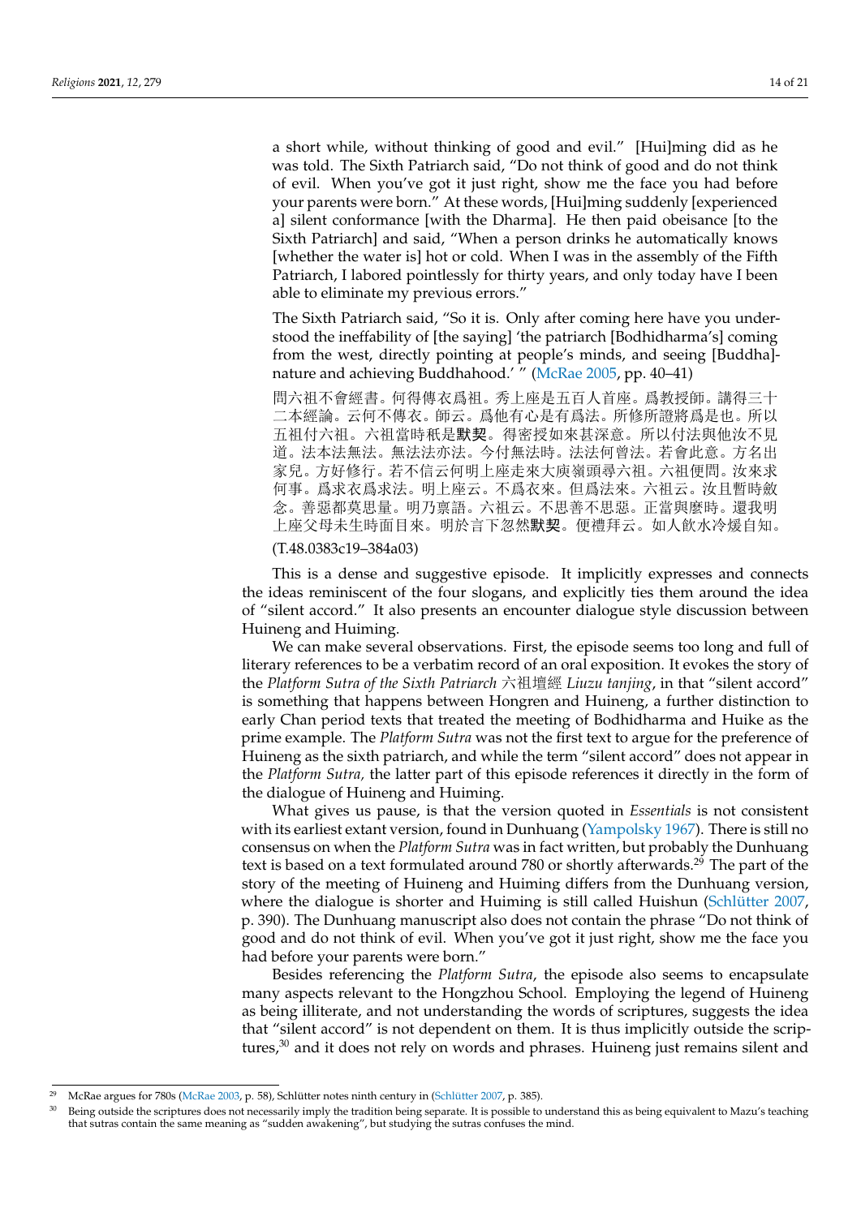a short while, without thinking of good and evil." [Hui]ming did as he was told. The Sixth Patriarch said, "Do not think of good and do not think of evil. When you've got it just right, show me the face you had before your parents were born." At these words, [Hui]ming suddenly [experienced a] silent conformance [with the Dharma]. He then paid obeisance [to the Sixth Patriarch] and said, "When a person drinks he automatically knows [whether the water is] hot or cold. When I was in the assembly of the Fifth Patriarch, I labored pointlessly for thirty years, and only today have I been able to eliminate my previous errors."

The Sixth Patriarch said, "So it is. Only after coming here have you understood the ineffability of [the saying] 'the patriarch [Bodhidharma's] coming from the west, directly pointing at people's minds, and seeing [Buddha]-nature and achieving Buddhahood.' " (McRae 2005, pp. 40–41)

問六祖不會經書。何得傳衣爲祖。秀上座是五百人首座。爲教授師。講得三十二本經論。云何不傳衣。師云。爲他有心是有爲法。所修所證將爲是也。所以五祖付六祖。六祖當時秖是**默契**。得密授如來甚深意。所以付法與他汝不見道。法本法無法。無法法亦法。今付無法時。法法何曾法。若會此意。方名出家兒。方好修行。若不信云何明上座走來大庾嶺頭尋六祖。六祖便問。汝來求何事。爲求衣爲求法。明上座云。不爲衣來。但爲法來。六祖云。汝且暫時斂念。善惡都莫思量。明乃稟語。六祖云。不思善不思惡。正當與麼時。還我明上座父母未生時面目來。明於言下忽然**默契**。便禮拜云。如人飲水冷煖自知。

(T.48.0383c19–384a03)

This is a dense and suggestive episode. It implicitly expresses and connects the ideas reminiscent of the four slogans, and explicitly ties them around the idea of "silent accord." It also presents an encounter dialogue style discussion between Huineng and Huiming.

We can make several observations. First, the episode seems too long and full of literary references to be a verbatim record of an oral exposition. It evokes the story of the *Platform Sutra of the Sixth Patriarch* 六祖壇經 *Liuzu tanjing*, in that "silent accord" is something that happens between Hongren and Huineng, a further distinction to early Chan period texts that treated the meeting of Bodhidharma and Huike as the prime example. The *Platform Sutra* was not the first text to argue for the preference of Huineng as the sixth patriarch, and while the term "silent accord" does not appear in the *Platform Sutra*, the latter part of this episode references it directly in the form of the dialogue of Huineng and Huiming.

What gives us pause, is that the version quoted in *Essentials* is not consistent with its earliest extant version, found in Dunhuang (Yampolsky 1967). There is still no consensus on when the *Platform Sutra* was in fact written, but probably the Dunhuang text is based on a text formulated around 780 or shortly afterwards.[29] The part of the story of the meeting of Huineng and Huiming differs from the Dunhuang version, where the dialogue is shorter and Huiming is still called Huishun (Schlütter 2007, p. 390). The Dunhuang manuscript also does not contain the phrase "Do not think of good and do not think of evil. When you've got it just right, show me the face you had before your parents were born."

Besides referencing the *Platform Sutra*, the episode also seems to encapsulate many aspects relevant to the Hongzhou School. Employing the legend of Huineng as being illiterate, and not understanding the words of scriptures, suggests the idea that "silent accord" is not dependent on them. It is thus implicitly outside the scriptures,[30] and it does not rely on words and phrases. Huineng just remains silent and

---

[29] McRae argues for 780s (McRae 2003, p. 58), Schlütter notes ninth century in (Schlütter 2007, p. 385).

[30] Being outside the scriptures does not necessarily imply the tradition being separate. It is possible to understand this as being equivalent to Mazu's teaching that sutras contain the same meaning as "sudden awakening", but studying the sutras confuses the mind.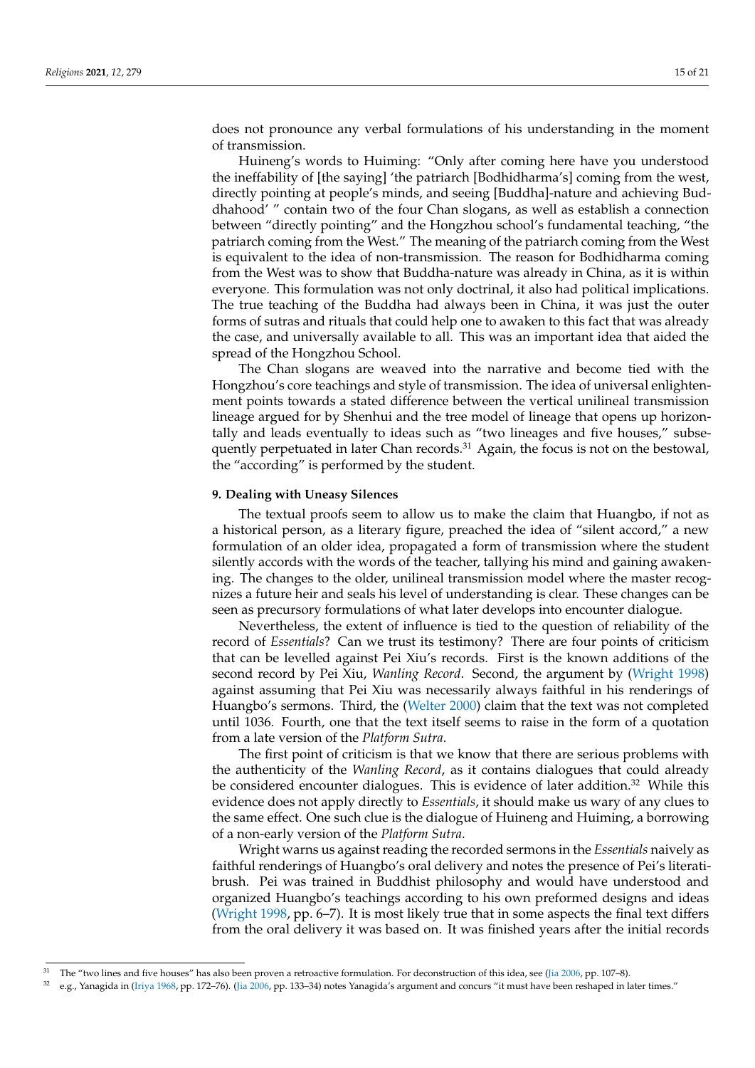does not pronounce any verbal formulations of his understanding in the moment of transmission.

Huineng's words to Huiming: "Only after coming here have you understood the ineffability of [the saying] 'the patriarch [Bodhidharma's] coming from the west, directly pointing at people's minds, and seeing [Buddha]-nature and achieving Buddhahood' " contain two of the four Chan slogans, as well as establish a connection between "directly pointing" and the Hongzhou school's fundamental teaching, "the patriarch coming from the West." The meaning of the patriarch coming from the West is equivalent to the idea of non-transmission. The reason for Bodhidharma coming from the West was to show that Buddha-nature was already in China, as it is within everyone. This formulation was not only doctrinal, it also had political implications. The true teaching of the Buddha had always been in China, it was just the outer forms of sutras and rituals that could help one to awaken to this fact that was already the case, and universally available to all. This was an important idea that aided the spread of the Hongzhou School.

The Chan slogans are weaved into the narrative and become tied with the Hongzhou's core teachings and style of transmission. The idea of universal enlightenment points towards a stated difference between the vertical unilineal transmission lineage argued for by Shenhui and the tree model of lineage that opens up horizontally and leads eventually to ideas such as "two lineages and five houses," subsequently perpetuated in later Chan records.[31] Again, the focus is not on the bestowal, the "according" is performed by the student.

### 9. Dealing with Uneasy Silences

The textual proofs seem to allow us to make the claim that Huangbo, if not as a historical person, as a literary figure, preached the idea of "silent accord," a new formulation of an older idea, propagated a form of transmission where the student silently accords with the words of the teacher, tallying his mind and gaining awakening. The changes to the older, unilineal transmission model where the master recognizes a future heir and seals his level of understanding is clear. These changes can be seen as precursory formulations of what later develops into encounter dialogue.

Nevertheless, the extent of influence is tied to the question of reliability of the record of *Essentials*? Can we trust its testimony? There are four points of criticism that can be levelled against Pei Xiu's records. First is the known additions of the second record by Pei Xiu, *Wanling Record*. Second, the argument by (Wright 1998) against assuming that Pei Xiu was necessarily always faithful in his renderings of Huangbo's sermons. Third, the (Welter 2000) claim that the text was not completed until 1036. Fourth, one that the text itself seems to raise in the form of a quotation from a late version of the *Platform Sutra*.

The first point of criticism is that we know that there are serious problems with the authenticity of the *Wanling Record*, as it contains dialogues that could already be considered encounter dialogues. This is evidence of later addition.[32] While this evidence does not apply directly to *Essentials*, it should make us wary of any clues to the same effect. One such clue is the dialogue of Huineng and Huiming, a borrowing of a non-early version of the *Platform Sutra*.

Wright warns us against reading the recorded sermons in the *Essentials* naively as faithful renderings of Huangbo's oral delivery and notes the presence of Pei's literati-brush. Pei was trained in Buddhist philosophy and would have understood and organized Huangbo's teachings according to his own preformed designs and ideas (Wright 1998, pp. 6–7). It is most likely true that in some aspects the final text differs from the oral delivery it was based on. It was finished years after the initial records

---

[31] The "two lines and five houses" has also been proven a retroactive formulation. For deconstruction of this idea, see (Jia 2006, pp. 107–8).

[32] e.g., Yanagida in (Iriya 1968, pp. 172–76). (Jia 2006, pp. 133–34) notes Yanagida's argument and concurs "it must have been reshaped in later times."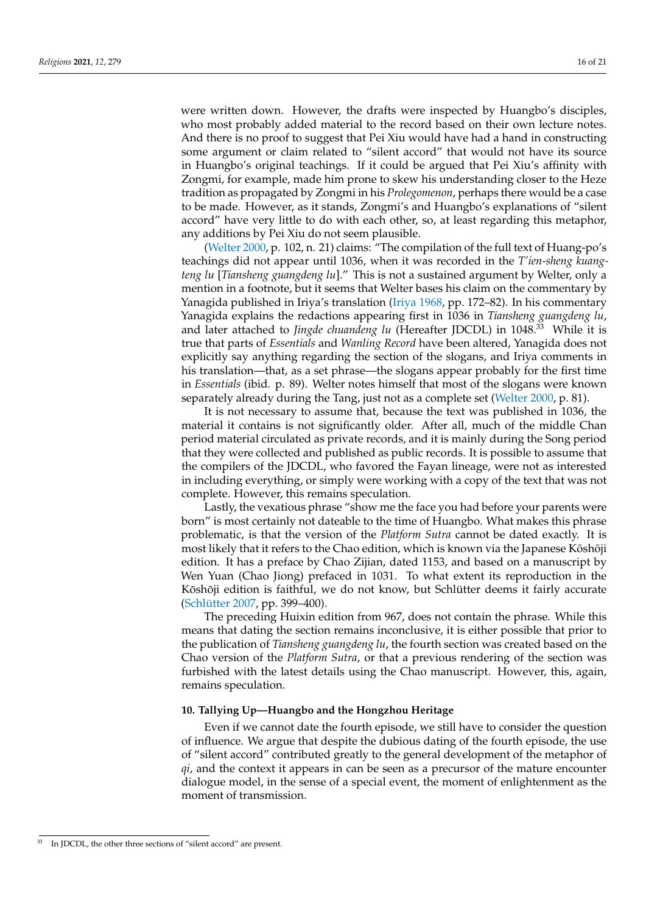were written down. However, the drafts were inspected by Huangbo's disciples, who most probably added material to the record based on their own lecture notes. And there is no proof to suggest that Pei Xiu would have had a hand in constructing some argument or claim related to "silent accord" that would not have its source in Huangbo's original teachings. If it could be argued that Pei Xiu's affinity with Zongmi, for example, made him prone to skew his understanding closer to the Heze tradition as propagated by Zongmi in his *Prolegomenon*, perhaps there would be a case to be made. However, as it stands, Zongmi's and Huangbo's explanations of "silent accord" have very little to do with each other, so, at least regarding this metaphor, any additions by Pei Xiu do not seem plausible.

(Welter 2000, p. 102, n. 21) claims: "The compilation of the full text of Huang-po's teachings did not appear until 1036, when it was recorded in the *T'ien-sheng kuang-teng lu* [*Tiansheng guangdeng lu*]." This is not a sustained argument by Welter, only a mention in a footnote, but it seems that Welter bases his claim on the commentary by Yanagida published in Iriya's translation (Iriya 1968, pp. 172–82). In his commentary Yanagida explains the redactions appearing first in 1036 in *Tiansheng guangdeng lu*, and later attached to *Jingde chuandeng lu* (Hereafter JDCDL) in 1048.[33] While it is true that parts of *Essentials* and *Wanling Record* have been altered, Yanagida does not explicitly say anything regarding the section of the slogans, and Iriya comments in his translation—that, as a set phrase—the slogans appear probably for the first time in *Essentials* (ibid. p. 89). Welter notes himself that most of the slogans were known separately already during the Tang, just not as a complete set (Welter 2000, p. 81).

It is not necessary to assume that, because the text was published in 1036, the material it contains is not significantly older. After all, much of the middle Chan period material circulated as private records, and it is mainly during the Song period that they were collected and published as public records. It is possible to assume that the compilers of the JDCDL, who favored the Fayan lineage, were not as interested in including everything, or simply were working with a copy of the text that was not complete. However, this remains speculation.

Lastly, the vexatious phrase "show me the face you had before your parents were born" is most certainly not dateable to the time of Huangbo. What makes this phrase problematic, is that the version of the *Platform Sutra* cannot be dated exactly. It is most likely that it refers to the Chao edition, which is known via the Japanese Kōshōji edition. It has a preface by Chao Zijian, dated 1153, and based on a manuscript by Wen Yuan (Chao Jiong) prefaced in 1031. To what extent its reproduction in the Kōshōji edition is faithful, we do not know, but Schlütter deems it fairly accurate (Schlütter 2007, pp. 399–400).

The preceding Huixin edition from 967, does not contain the phrase. While this means that dating the section remains inconclusive, it is either possible that prior to the publication of *Tiansheng guangdeng lu*, the fourth section was created based on the Chao version of the *Platform Sutra*, or that a previous rendering of the section was furbished with the latest details using the Chao manuscript. However, this, again, remains speculation.

## 10. Tallying Up—Huangbo and the Hongzhou Heritage

Even if we cannot date the fourth episode, we still have to consider the question of influence. We argue that despite the dubious dating of the fourth episode, the use of "silent accord" contributed greatly to the general development of the metaphor of *qi*, and the context it appears in can be seen as a precursor of the mature encounter dialogue model, in the sense of a special event, the moment of enlightenment as the moment of transmission.

[33] In JDCDL, the other three sections of "silent accord" are present.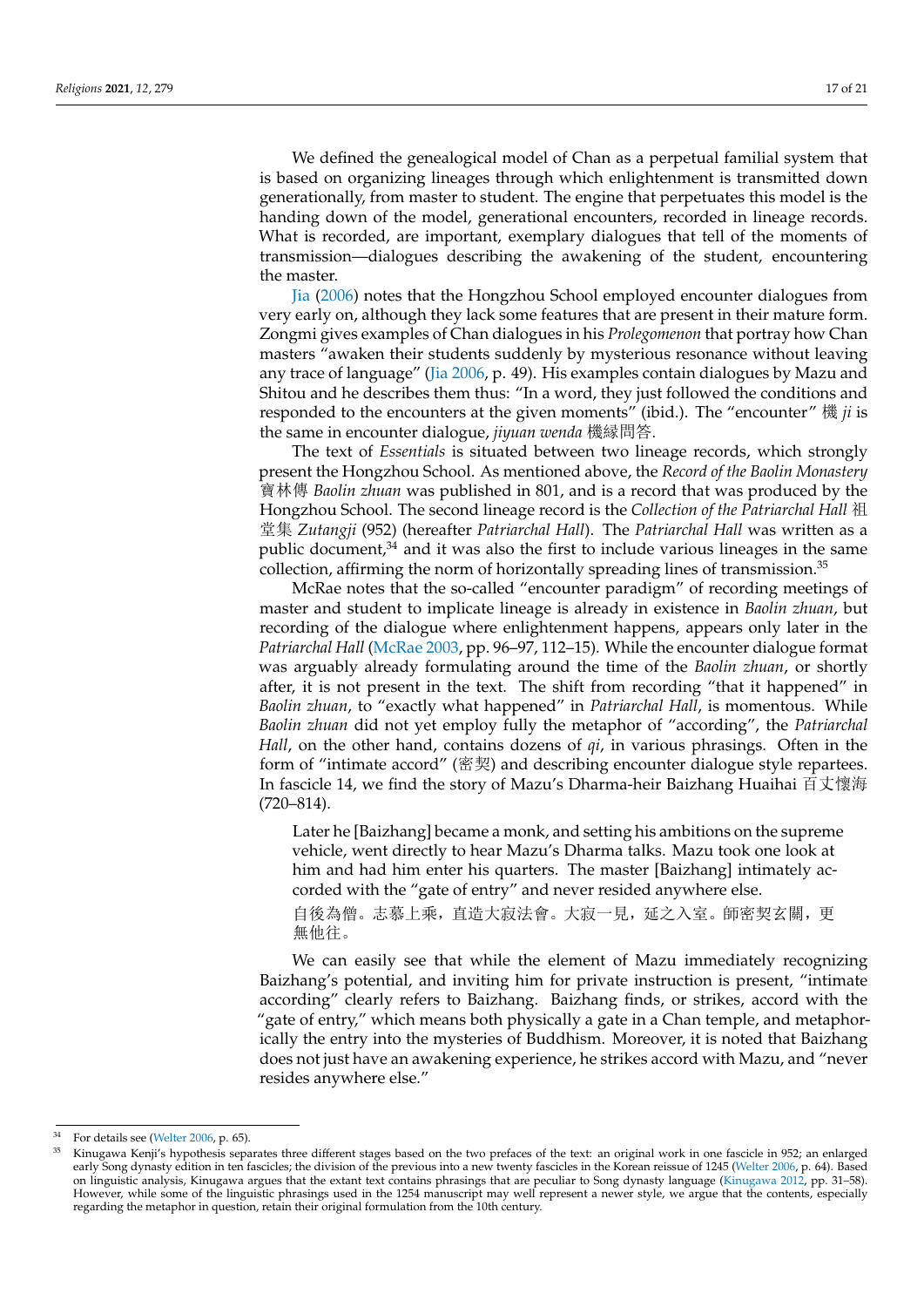We defined the genealogical model of Chan as a perpetual familial system that is based on organizing lineages through which enlightenment is transmitted down generationally, from master to student. The engine that perpetuates this model is the handing down of the model, generational encounters, recorded in lineage records. What is recorded, are important, exemplary dialogues that tell of the moments of transmission—dialogues describing the awakening of the student, encountering the master.

Jia (2006) notes that the Hongzhou School employed encounter dialogues from very early on, although they lack some features that are present in their mature form. Zongmi gives examples of Chan dialogues in his *Prolegomenon* that portray how Chan masters "awaken their students suddenly by mysterious resonance without leaving any trace of language" (Jia 2006, p. 49). His examples contain dialogues by Mazu and Shitou and he describes them thus: "In a word, they just followed the conditions and responded to the encounters at the given moments" (ibid.). The "encounter" 機 *ji* is the same in encounter dialogue, *jiyuan wenda* 機緣問答.

The text of *Essentials* is situated between two lineage records, which strongly present the Hongzhou School. As mentioned above, the *Record of the Baolin Monastery* 寶林傳 *Baolin zhuan* was published in 801, and is a record that was produced by the Hongzhou School. The second lineage record is the *Collection of the Patriarchal Hall* 祖堂集 *Zutangji* (952) (hereafter *Patriarchal Hall*). The *Patriarchal Hall* was written as a public document,[34] and it was also the first to include various lineages in the same collection, affirming the norm of horizontally spreading lines of transmission.[35]

McRae notes that the so-called "encounter paradigm" of recording meetings of master and student to implicate lineage is already in existence in *Baolin zhuan*, but recording of the dialogue where enlightenment happens, appears only later in the *Patriarchal Hall* (McRae 2003, pp. 96–97, 112–15). While the encounter dialogue format was arguably already formulating around the time of the *Baolin zhuan*, or shortly after, it is not present in the text. The shift from recording "that it happened" in *Baolin zhuan*, to "exactly what happened" in *Patriarchal Hall*, is momentous. While *Baolin zhuan* did not yet employ fully the metaphor of "according", the *Patriarchal Hall*, on the other hand, contains dozens of *qi*, in various phrasings. Often in the form of "intimate accord" (密契) and describing encounter dialogue style repartees. In fascicle 14, we find the story of Mazu's Dharma-heir Baizhang Huaihai 百丈懷海 (720–814).

> Later he [Baizhang] became a monk, and setting his ambitions on the supreme vehicle, went directly to hear Mazu's Dharma talks. Mazu took one look at him and had him enter his quarters. The master [Baizhang] intimately accorded with the "gate of entry" and never resided anywhere else.
>
> 自後為僧。志慕上乘，直造大寂法會。大寂一見，延之入室。師密契玄關，更無他往。

We can easily see that while the element of Mazu immediately recognizing Baizhang's potential, and inviting him for private instruction is present, "intimate according" clearly refers to Baizhang. Baizhang finds, or strikes, accord with the "gate of entry," which means both physically a gate in a Chan temple, and metaphorically the entry into the mysteries of Buddhism. Moreover, it is noted that Baizhang does not just have an awakening experience, he strikes accord with Mazu, and "never resides anywhere else."

---

[34] For details see (Welter 2006, p. 65).

[35] Kinugawa Kenji's hypothesis separates three different stages based on the two prefaces of the text: an original work in one fascicle in 952; an enlarged early Song dynasty edition in ten fascicles; the division of the previous into a new twenty fascicles in the Korean reissue of 1245 (Welter 2006, p. 64). Based on linguistic analysis, Kinugawa argues that the extant text contains phrasings that are peculiar to Song dynasty language (Kinugawa 2012, pp. 31–58). However, while some of the linguistic phrasings used in the 1254 manuscript may well represent a newer style, we argue that the contents, especially regarding the metaphor in question, retain their original formulation from the 10th century.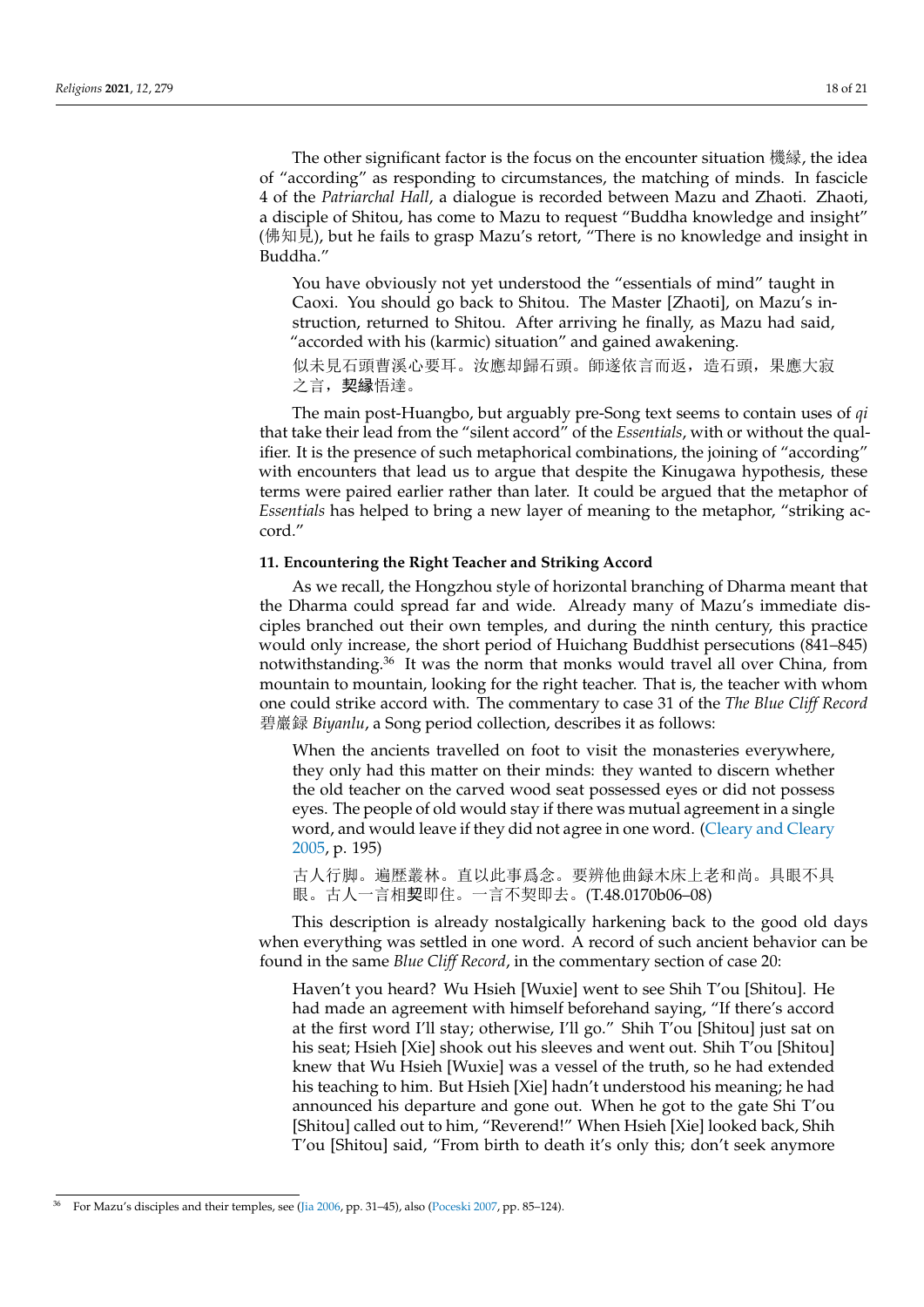The other significant factor is the focus on the encounter situation 機緣, the idea of "according" as responding to circumstances, the matching of minds. In fascicle 4 of the *Patriarchal Hall*, a dialogue is recorded between Mazu and Zhaoti. Zhaoti, a disciple of Shitou, has come to Mazu to request "Buddha knowledge and insight" (佛知見), but he fails to grasp Mazu's retort, "There is no knowledge and insight in Buddha."

> You have obviously not yet understood the "essentials of mind" taught in Caoxi. You should go back to Shitou. The Master [Zhaoti], on Mazu's instruction, returned to Shitou. After arriving he finally, as Mazu had said, "accorded with his (karmic) situation" and gained awakening.
>
> 似未見石頭曹溪心要耳。汝應却歸石頭。師遂依言而返，造石頭，果應大寂之言，**契**緣悟達。

The main post-Huangbo, but arguably pre-Song text seems to contain uses of *qi* that take their lead from the "silent accord" of the *Essentials*, with or without the qualifier. It is the presence of such metaphorical combinations, the joining of "according" with encounters that lead us to argue that despite the Kinugawa hypothesis, these terms were paired earlier rather than later. It could be argued that the metaphor of *Essentials* has helped to bring a new layer of meaning to the metaphor, "striking accord."

## 11. Encountering the Right Teacher and Striking Accord

As we recall, the Hongzhou style of horizontal branching of Dharma meant that the Dharma could spread far and wide. Already many of Mazu's immediate disciples branched out their own temples, and during the ninth century, this practice would only increase, the short period of Huichang Buddhist persecutions (841–845) notwithstanding.[36] It was the norm that monks would travel all over China, from mountain to mountain, looking for the right teacher. That is, the teacher with whom one could strike accord with. The commentary to case 31 of the *The Blue Cliff Record* 碧巖録 *Biyanlu*, a Song period collection, describes it as follows:

> When the ancients travelled on foot to visit the monasteries everywhere, they only had this matter on their minds: they wanted to discern whether the old teacher on the carved wood seat possessed eyes or did not possess eyes. The people of old would stay if there was mutual agreement in a single word, and would leave if they did not agree in one word. (Cleary and Cleary 2005, p. 195)
>
> 古人行脚。遍歴叢林。直以此事爲念。要辨他曲録木床上老和尚。具眼不具眼。古人一言相**契**即住。一言不契即去。(T.48.0170b06–08)

This description is already nostalgically harkening back to the good old days when everything was settled in one word. A record of such ancient behavior can be found in the same *Blue Cliff Record*, in the commentary section of case 20:

> Haven't you heard? Wu Hsieh [Wuxie] went to see Shih T'ou [Shitou]. He had made an agreement with himself beforehand saying, "If there's accord at the first word I'll stay; otherwise, I'll go." Shih T'ou [Shitou] just sat on his seat; Hsieh [Xie] shook out his sleeves and went out. Shih T'ou [Shitou] knew that Wu Hsieh [Wuxie] was a vessel of the truth, so he had extended his teaching to him. But Hsieh [Xie] hadn't understood his meaning; he had announced his departure and gone out. When he got to the gate Shi T'ou [Shitou] called out to him, "Reverend!" When Hsieh [Xie] looked back, Shih T'ou [Shitou] said, "From birth to death it's only this; don't seek anymore

[36] For Mazu's disciples and their temples, see (Jia 2006, pp. 31–45), also (Poceski 2007, pp. 85–124).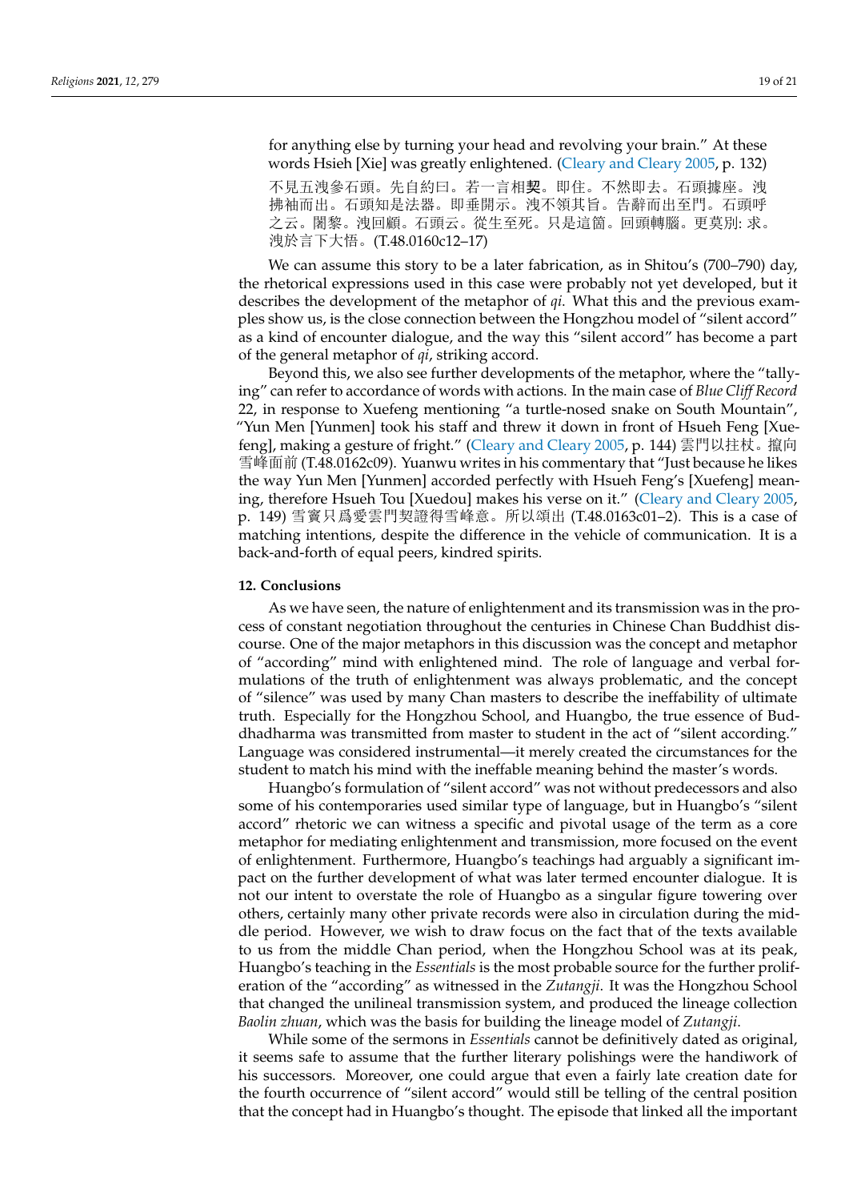for anything else by turning your head and revolving your brain." At these words Hsieh [Xie] was greatly enlightened. (Cleary and Cleary 2005, p. 132)

不見五洩參石頭。先自約曰。若一言相**契**。即住。不然即去。石頭據座。洩拂袖而出。石頭知是法器。即垂開示。洩不領其旨。告辭而出至門。石頭呼之云。闍黎。洩回顧。石頭云。從生至死。只是這箇。回頭轉腦。更莫別: 求。洩於言下大悟。(T.48.0160c12–17)

We can assume this story to be a later fabrication, as in Shitou's (700–790) day, the rhetorical expressions used in this case were probably not yet developed, but it describes the development of the metaphor of *qi*. What this and the previous examples show us, is the close connection between the Hongzhou model of "silent accord" as a kind of encounter dialogue, and the way this "silent accord" has become a part of the general metaphor of *qi*, striking accord.

Beyond this, we also see further developments of the metaphor, where the "tallying" can refer to accordance of words with actions. In the main case of *Blue Cliff Record* 22, in response to Xuefeng mentioning "a turtle-nosed snake on South Mountain", "Yun Men [Yunmen] took his staff and threw it down in front of Hsueh Feng [Xuefeng], making a gesture of fright." (Cleary and Cleary 2005, p. 144) 雲門以拄杖。攛向雪峰面前 (T.48.0162c09). Yuanwu writes in his commentary that "Just because he likes the way Yun Men [Yunmen] accorded perfectly with Hsueh Feng's [Xuefeng] meaning, therefore Hsueh Tou [Xuedou] makes his verse on it." (Cleary and Cleary 2005, p. 149) 雪竇只爲愛雲門契證得雪峰意。所以頌出 (T.48.0163c01–2). This is a case of matching intentions, despite the difference in the vehicle of communication. It is a back-and-forth of equal peers, kindred spirits.

## 12. Conclusions

As we have seen, the nature of enlightenment and its transmission was in the process of constant negotiation throughout the centuries in Chinese Chan Buddhist discourse. One of the major metaphors in this discussion was the concept and metaphor of "according" mind with enlightened mind. The role of language and verbal formulations of the truth of enlightenment was always problematic, and the concept of "silence" was used by many Chan masters to describe the ineffability of ultimate truth. Especially for the Hongzhou School, and Huangbo, the true essence of Buddhadharma was transmitted from master to student in the act of "silent according." Language was considered instrumental—it merely created the circumstances for the student to match his mind with the ineffable meaning behind the master's words.

Huangbo's formulation of "silent accord" was not without predecessors and also some of his contemporaries used similar type of language, but in Huangbo's "silent accord" rhetoric we can witness a specific and pivotal usage of the term as a core metaphor for mediating enlightenment and transmission, more focused on the event of enlightenment. Furthermore, Huangbo's teachings had arguably a significant impact on the further development of what was later termed encounter dialogue. It is not our intent to overstate the role of Huangbo as a singular figure towering over others, certainly many other private records were also in circulation during the middle period. However, we wish to draw focus on the fact that of the texts available to us from the middle Chan period, when the Hongzhou School was at its peak, Huangbo's teaching in the *Essentials* is the most probable source for the further proliferation of the "according" as witnessed in the *Zutangji*. It was the Hongzhou School that changed the unilineal transmission system, and produced the lineage collection *Baolin zhuan*, which was the basis for building the lineage model of *Zutangji*.

While some of the sermons in *Essentials* cannot be definitively dated as original, it seems safe to assume that the further literary polishings were the handiwork of his successors. Moreover, one could argue that even a fairly late creation date for the fourth occurrence of "silent accord" would still be telling of the central position that the concept had in Huangbo's thought. The episode that linked all the important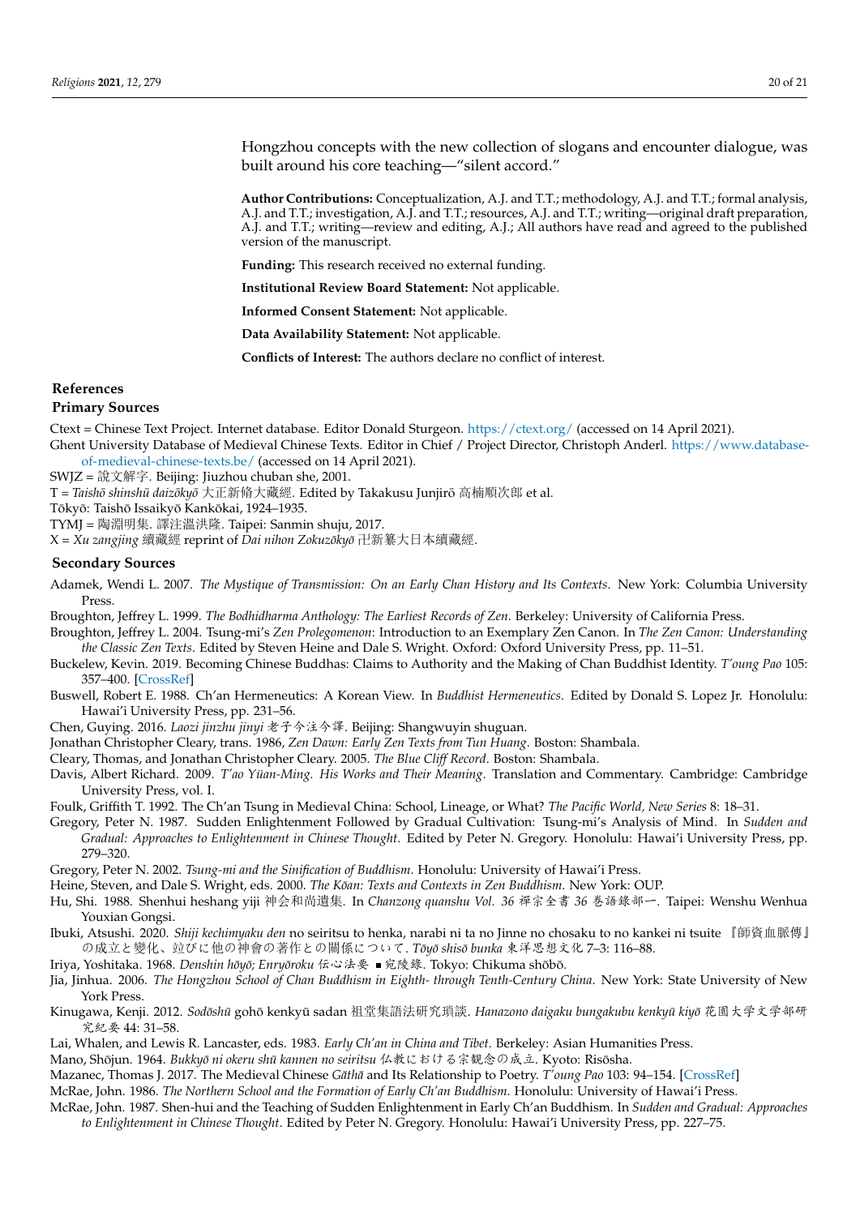Hongzhou concepts with the new collection of slogans and encounter dialogue, was built around his core teaching—"silent accord."

**Author Contributions:** Conceptualization, A.J. and T.T.; methodology, A.J. and T.T.; formal analysis, A.J. and T.T.; investigation, A.J. and T.T.; resources, A.J. and T.T.; writing—original draft preparation, A.J. and T.T.; writing—review and editing, A.J.; All authors have read and agreed to the published version of the manuscript.

**Funding:** This research received no external funding.

**Institutional Review Board Statement:** Not applicable.

**Informed Consent Statement:** Not applicable.

**Data Availability Statement:** Not applicable.

**Conflicts of Interest:** The authors declare no conflict of interest.

## References

### Primary Sources

Ctext = Chinese Text Project. Internet database. Editor Donald Sturgeon. https://ctext.org/ (accessed on 14 April 2021).

Ghent University Database of Medieval Chinese Texts. Editor in Chief / Project Director, Christoph Anderl. https://www.database-of-medieval-chinese-texts.be/ (accessed on 14 April 2021).

SWJZ = 說文解字. Beijing: Jiuzhou chuban she, 2001.

T = *Taishō shinshū daizōkyō* 大正新脩大藏經. Edited by Takakusu Junjirō 高楠順次郎 et al.

Tōkyō: Taishō Issaikyō Kankōkai, 1924–1935.

TYMJ = 陶淵明集. 譯注溫洪隆. Taipei: Sanmin shuju, 2017.

X = *Xu zangjing* 續藏經 reprint of *Dai nihon Zokuzōkyō* 卍新纂大日本續藏經.

### Secondary Sources

Adamek, Wendi L. 2007. *The Mystique of Transmission: On an Early Chan History and Its Contexts*. New York: Columbia University Press.

Broughton, Jeffrey L. 1999. *The Bodhidharma Anthology: The Earliest Records of Zen*. Berkeley: University of California Press.

Broughton, Jeffrey L. 2004. Tsung-mi's *Zen Prolegomenon*: Introduction to an Exemplary Zen Canon. In *The Zen Canon: Understanding the Classic Zen Texts*. Edited by Steven Heine and Dale S. Wright. Oxford: Oxford University Press, pp. 11–51.

Buckelew, Kevin. 2019. Becoming Chinese Buddhas: Claims to Authority and the Making of Chan Buddhist Identity. *T'oung Pao* 105: 357–400. [CrossRef]

Buswell, Robert E. 1988. Ch'an Hermeneutics: A Korean View. In *Buddhist Hermeneutics*. Edited by Donald S. Lopez Jr. Honolulu: Hawai'i University Press, pp. 231–56.

Chen, Guying. 2016. *Laozi jinzhu jinyi* 老子今注今譯. Beijing: Shangwuyin shuguan.

Jonathan Christopher Cleary, trans. 1986, *Zen Dawn: Early Zen Texts from Tun Huang*. Boston: Shambala.

Cleary, Thomas, and Jonathan Christopher Cleary. 2005. *The Blue Cliff Record*. Boston: Shambala.

Davis, Albert Richard. 2009. *T'ao Yüan-Ming. His Works and Their Meaning*. Translation and Commentary. Cambridge: Cambridge University Press, vol. I.

Foulk, Griffith T. 1992. The Ch'an Tsung in Medieval China: School, Lineage, or What? *The Pacific World, New Series* 8: 18–31.

Gregory, Peter N. 1987. Sudden Enlightenment Followed by Gradual Cultivation: Tsung-mi's Analysis of Mind. In *Sudden and Gradual: Approaches to Enlightenment in Chinese Thought*. Edited by Peter N. Gregory. Honolulu: Hawai'i University Press, pp. 279–320.

Gregory, Peter N. 2002. *Tsung-mi and the Sinification of Buddhism*. Honolulu: University of Hawai'i Press.

Heine, Steven, and Dale S. Wright, eds. 2000. *The Kōan: Texts and Contexts in Zen Buddhism*. New York: OUP.

Hu, Shi. 1988. Shenhui heshang yiji 神会和尚遺集. In *Chanzong quanshu Vol. 36* 禪宗全書 36 巻語錄部一. Taipei: Wenshu Wenhua Youxian Gongsi.

Ibuki, Atsushi. 2020. *Shiji kechimyaku den* no seiritsu to henka, narabi ni ta no Jinne no chosaku to no kankei ni tsuite 『師資血脈傳』の成立と變化、竝びに他の神會の著作との關係について. *Tōyō shisō bunka* 東洋思想文化 7–3: 116–88.

Iriya, Yoshitaka. 1968. *Denshin hōyō; Enryōroku* 伝心法要 ■宛陵錄. Tokyo: Chikuma shōbō.

Jia, Jinhua. 2006. *The Hongzhou School of Chan Buddhism in Eighth- through Tenth-Century China*. New York: State University of New York Press.

Kinugawa, Kenji. 2012. *Sodōshū* gohō kenkyū sadan 祖堂集語法研究瑣談. *Hanazono daigaku bungakubu kenkyū kiyō* 花園大学文学部研究紀要 44: 31–58.

Lai, Whalen, and Lewis R. Lancaster, eds. 1983. *Early Ch'an in China and Tibet*. Berkeley: Asian Humanities Press.

Mano, Shōjun. 1964. *Bukkyō ni okeru shū kannen no seiritsu* 仏教における宗観念の成立. Kyoto: Risōsha.

Mazanec, Thomas J. 2017. The Medieval Chinese *Gāthā* and Its Relationship to Poetry. *T'oung Pao* 103: 94–154. [CrossRef]

McRae, John. 1986. *The Northern School and the Formation of Early Ch'an Buddhism*. Honolulu: University of Hawai'i Press.

McRae, John. 1987. Shen-hui and the Teaching of Sudden Enlightenment in Early Ch'an Buddhism. In *Sudden and Gradual: Approaches to Enlightenment in Chinese Thought*. Edited by Peter N. Gregory. Honolulu: Hawai'i University Press, pp. 227–75.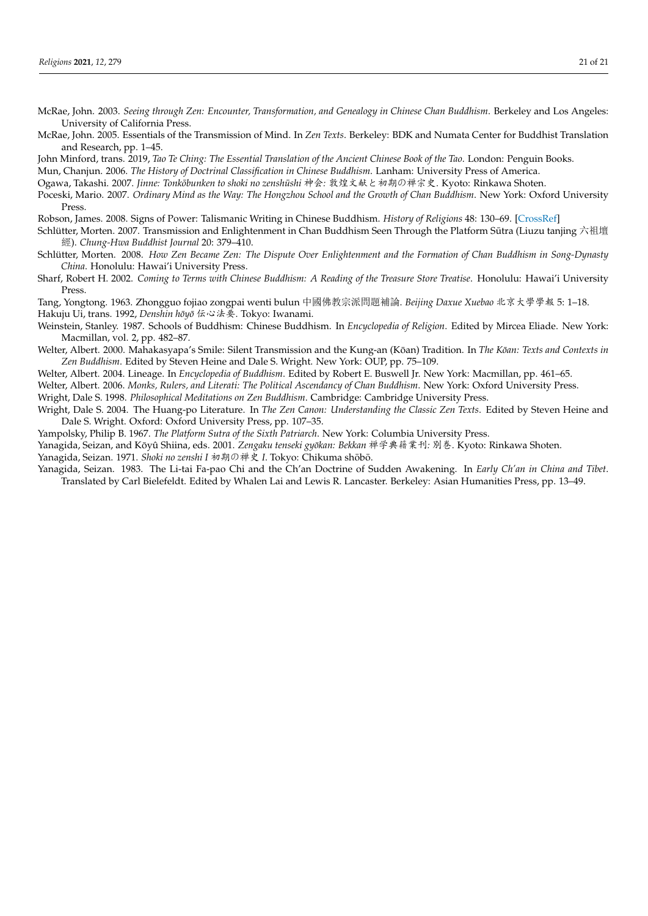McRae, John. 2003. *Seeing through Zen: Encounter, Transformation, and Genealogy in Chinese Chan Buddhism*. Berkeley and Los Angeles: University of California Press.

McRae, John. 2005. Essentials of the Transmission of Mind. In *Zen Texts*. Berkeley: BDK and Numata Center for Buddhist Translation and Research, pp. 1–45.

John Minford, trans. 2019, *Tao Te Ching: The Essential Translation of the Ancient Chinese Book of the Tao*. London: Penguin Books.

Mun, Chanjun. 2006. *The History of Doctrinal Classification in Chinese Buddhism*. Lanham: University Press of America.

Ogawa, Takashi. 2007. *Jinne: Tonkōbunken to shoki no zenshūshi 神会: 敦煌文献と初期の禅宗史*. Kyoto: Rinkawa Shoten.

Poceski, Mario. 2007. *Ordinary Mind as the Way: The Hongzhou School and the Growth of Chan Buddhism*. New York: Oxford University Press.

Robson, James. 2008. Signs of Power: Talismanic Writing in Chinese Buddhism. *History of Religions* 48: 130–69. [CrossRef]

Schlütter, Morten. 2007. Transmission and Enlightenment in Chan Buddhism Seen Through the Platform Sūtra (Liuzu tanjing 六祖壇經). *Chung-Hwa Buddhist Journal* 20: 379–410.

Schlütter, Morten. 2008. *How Zen Became Zen: The Dispute Over Enlightenment and the Formation of Chan Buddhism in Song-Dynasty China*. Honolulu: Hawai'i University Press.

Sharf, Robert H. 2002. *Coming to Terms with Chinese Buddhism: A Reading of the Treasure Store Treatise*. Honolulu: Hawai'i University Press.

Tang, Yongtong. 1963. Zhongguo fojiao zongpai wenti bulun 中國佛教宗派問題補論. *Beijing Daxue Xuebao 北京大學學報* 5: 1–18.

Hakuju Ui, trans. 1992, *Denshin hōyō 伝心法要*. Tokyo: Iwanami.

Weinstein, Stanley. 1987. Schools of Buddhism: Chinese Buddhism. In *Encyclopedia of Religion*. Edited by Mircea Eliade. New York: Macmillan, vol. 2, pp. 482–87.

Welter, Albert. 2000. Mahakasyapa's Smile: Silent Transmission and the Kung-an (Kōan) Tradition. In *The Kōan: Texts and Contexts in Zen Buddhism*. Edited by Steven Heine and Dale S. Wright. New York: OUP, pp. 75–109.

Welter, Albert. 2004. Lineage. In *Encyclopedia of Buddhism*. Edited by Robert E. Buswell Jr. New York: Macmillan, pp. 461–65.

Welter, Albert. 2006. *Monks, Rulers, and Literati: The Political Ascendancy of Chan Buddhism*. New York: Oxford University Press.

Wright, Dale S. 1998. *Philosophical Meditations on Zen Buddhism*. Cambridge: Cambridge University Press.

Wright, Dale S. 2004. The Huang-po Literature. In *The Zen Canon: Understanding the Classic Zen Texts*. Edited by Steven Heine and Dale S. Wright. Oxford: Oxford University Press, pp. 107–35.

Yampolsky, Philip B. 1967. *The Platform Sutra of the Sixth Patriarch*. New York: Columbia University Press.

Yanagida, Seizan, and Kōyû Shiina, eds. 2001. *Zengaku tenseki gyōkan: Bekkan 禅学典籍業刊: 別巻*. Kyoto: Rinkawa Shoten.

Yanagida, Seizan. 1971. *Shoki no zenshi I 初期の禅史 I*. Tokyo: Chikuma shōbō.

Yanagida, Seizan. 1983. The Li-tai Fa-pao Chi and the Ch'an Doctrine of Sudden Awakening. In *Early Ch'an in China and Tibet*. Translated by Carl Bielefeldt. Edited by Whalen Lai and Lewis R. Lancaster. Berkeley: Asian Humanities Press, pp. 13–49.